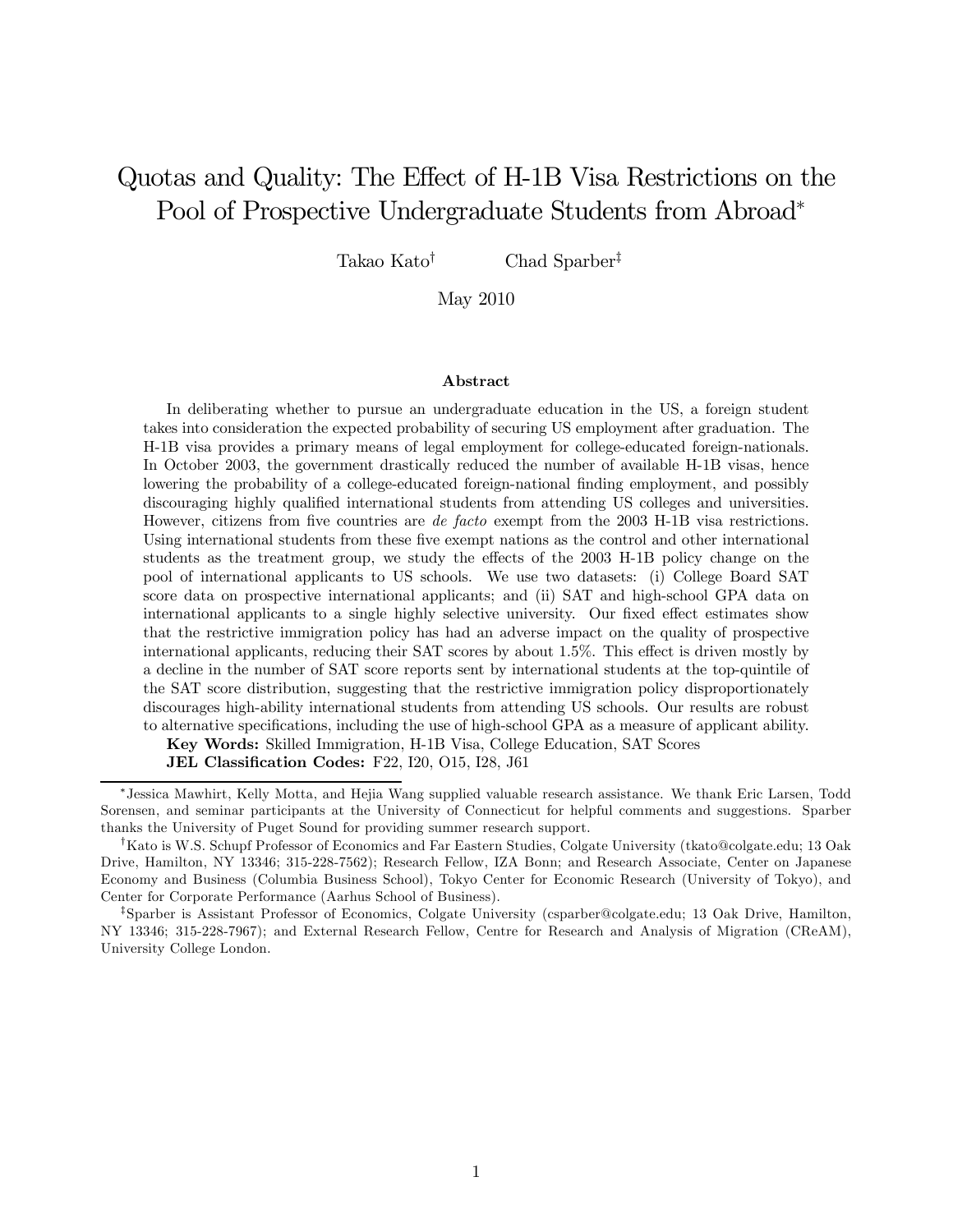# Quotas and Quality: The Effect of H-1B Visa Restrictions on the Pool of Prospective Undergraduate Students from Abroad*

Takao Kato† Chad Sparber‡

May 2010

### Abstract

In deliberating whether to pursue an undergraduate education in the US, a foreign student takes into consideration the expected probability of securing US employment after graduation. The H-1B visa provides a primary means of legal employment for college-educated foreign-nationals. In October 2003, the government drastically reduced the number of available H-1B visas, hence lowering the probability of a college-educated foreign-national finding employment, and possibly discouraging highly qualified international students from attending US colleges and universities. However, citizens from five countries are *de facto* exempt from the 2003 H-1B visa restrictions. Using international students from these five exempt nations as the control and other international students as the treatment group, we study the effects of the 2003 H-1B policy change on the pool of international applicants to US schools. We use two datasets: (i) College Board SAT score data on prospective international applicants; and (ii) SAT and high-school GPA data on international applicants to a single highly selective university. Our fixed effect estimates show that the restrictive immigration policy has had an adverse impact on the quality of prospective international applicants, reducing their SAT scores by about 1.5%. This effect is driven mostly by a decline in the number of SAT score reports sent by international students at the top-quintile of the SAT score distribution, suggesting that the restrictive immigration policy disproportionately discourages high-ability international students from attending US schools. Our results are robust to alternative specifications, including the use of high-school GPA as a measure of applicant ability.

**Key Words:** Skilled Immigration, H-1B Visa, College Education, SAT Scores

**JEL Classification Codes:** F22, I20, O15, I28, J61

---

*Jessica Mawhirt, Kelly Motta, and Hejia Wang supplied valuable research assistance. We thank Eric Larsen, Todd Sorensen, and seminar participants at the University of Connecticut for helpful comments and suggestions. Sparber thanks the University of Puget Sound for providing summer research support.

†Kato is W.S. Schupf Professor of Economics and Far Eastern Studies, Colgate University (tkato@colgate.edu; 13 Oak Drive, Hamilton, NY 13346; 315-228-7562); Research Fellow, IZA Bonn; and Research Associate, Center on Japanese Economy and Business (Columbia Business School), Tokyo Center for Economic Research (University of Tokyo), and Center for Corporate Performance (Aarhus School of Business).

‡Sparber is Assistant Professor of Economics, Colgate University (csparber@colgate.edu; 13 Oak Drive, Hamilton, NY 13346; 315-228-7967); and External Research Fellow, Centre for Research and Analysis of Migration (CReAM), University College London.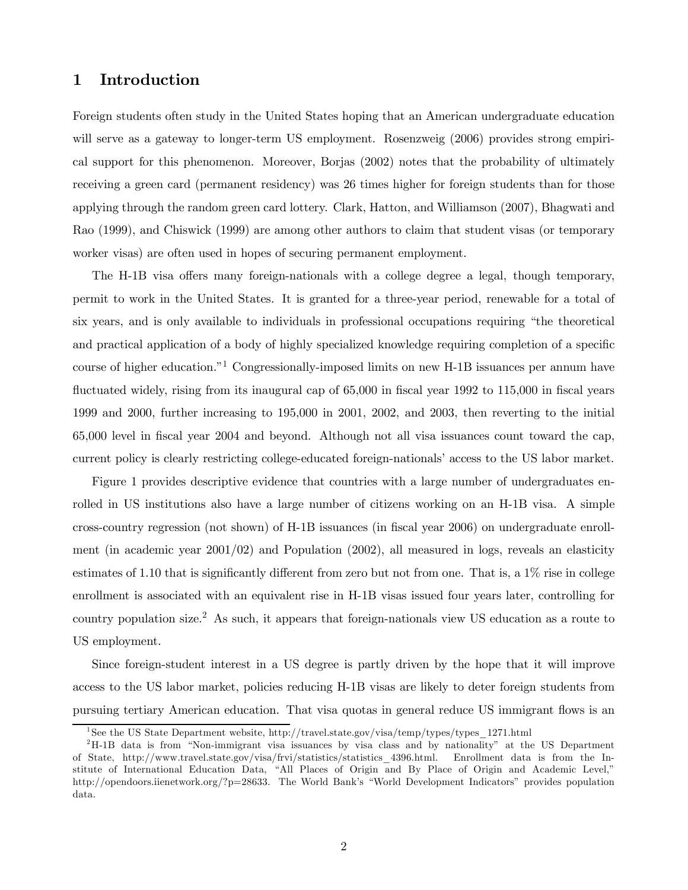# 1 Introduction

Foreign students often study in the United States hoping that an American undergraduate education will serve as a gateway to longer-term US employment. Rosenzweig (2006) provides strong empirical support for this phenomenon. Moreover, Borjas (2002) notes that the probability of ultimately receiving a green card (permanent residency) was 26 times higher for foreign students than for those applying through the random green card lottery. Clark, Hatton, and Williamson (2007), Bhagwati and Rao (1999), and Chiswick (1999) are among other authors to claim that student visas (or temporary worker visas) are often used in hopes of securing permanent employment.

The H-1B visa offers many foreign-nationals with a college degree a legal, though temporary, permit to work in the United States. It is granted for a three-year period, renewable for a total of six years, and is only available to individuals in professional occupations requiring "the theoretical and practical application of a body of highly specialized knowledge requiring completion of a specific course of higher education."[1] Congressionally-imposed limits on new H-1B issuances per annum have fluctuated widely, rising from its inaugural cap of 65,000 in fiscal year 1992 to 115,000 in fiscal years 1999 and 2000, further increasing to 195,000 in 2001, 2002, and 2003, then reverting to the initial 65,000 level in fiscal year 2004 and beyond. Although not all visa issuances count toward the cap, current policy is clearly restricting college-educated foreign-nationals' access to the US labor market.

Figure 1 provides descriptive evidence that countries with a large number of undergraduates enrolled in US institutions also have a large number of citizens working on an H-1B visa. A simple cross-country regression (not shown) of H-1B issuances (in fiscal year 2006) on undergraduate enrollment (in academic year 2001/02) and Population (2002), all measured in logs, reveals an elasticity estimates of 1.10 that is significantly different from zero but not from one. That is, a 1% rise in college enrollment is associated with an equivalent rise in H-1B visas issued four years later, controlling for country population size.[2] As such, it appears that foreign-nationals view US education as a route to US employment.

Since foreign-student interest in a US degree is partly driven by the hope that it will improve access to the US labor market, policies reducing H-1B visas are likely to deter foreign students from pursuing tertiary American education. That visa quotas in general reduce US immigrant flows is an

[1] See the US State Department website, http://travel.state.gov/visa/temp/types/types_1271.html

[2] H-1B data is from "Non-immigrant visa issuances by visa class and by nationality" at the US Department of State, http://www.travel.state.gov/visa/frvi/statistics/statistics_4396.html. Enrollment data is from the Institute of International Education Data, "All Places of Origin and By Place of Origin and Academic Level," http://opendoors.iienetwork.org/?p=28633. The World Bank's "World Development Indicators" provides population data.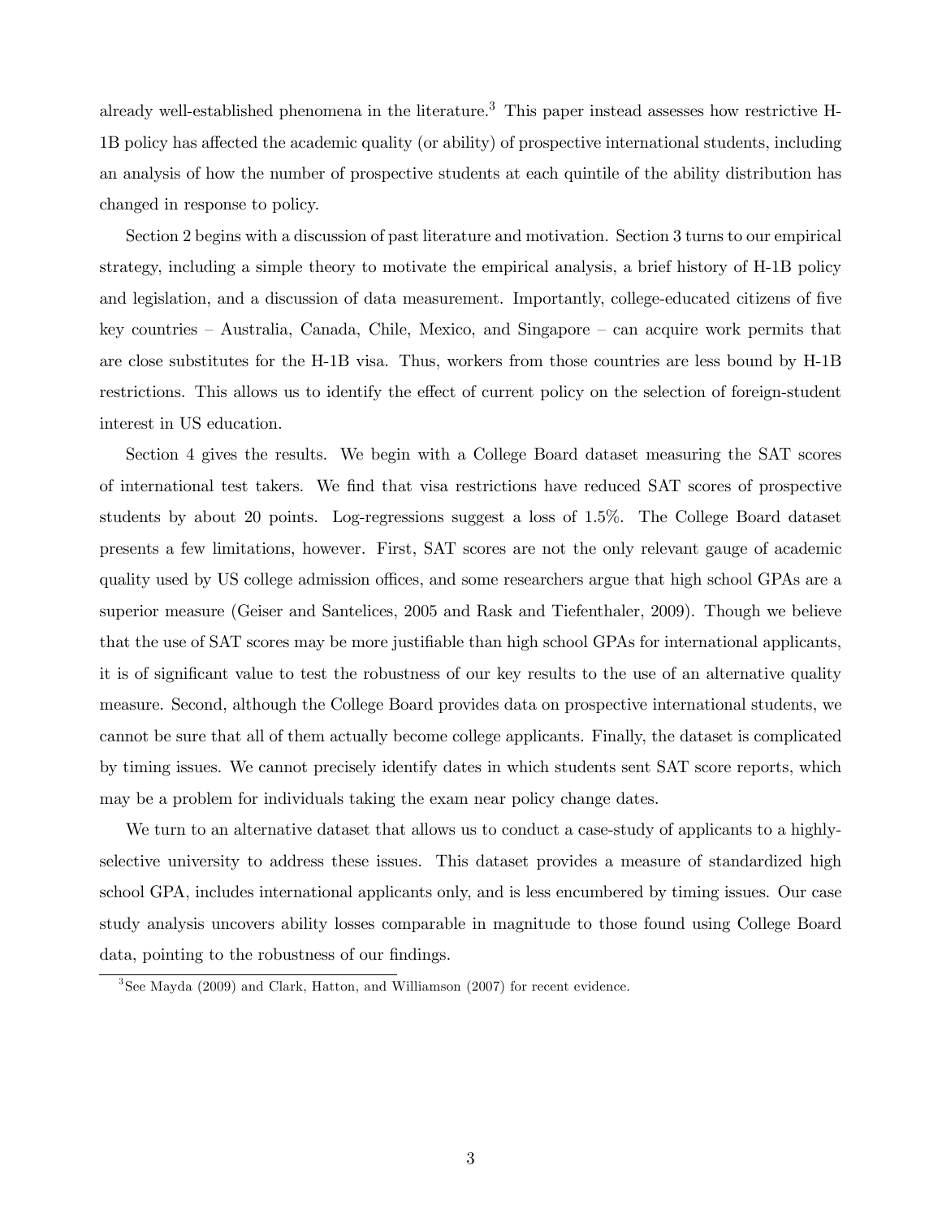already well-established phenomena in the literature.[3] This paper instead assesses how restrictive H-1B policy has affected the academic quality (or ability) of prospective international students, including an analysis of how the number of prospective students at each quintile of the ability distribution has changed in response to policy.

Section 2 begins with a discussion of past literature and motivation. Section 3 turns to our empirical strategy, including a simple theory to motivate the empirical analysis, a brief history of H-1B policy and legislation, and a discussion of data measurement. Importantly, college-educated citizens of five key countries – Australia, Canada, Chile, Mexico, and Singapore – can acquire work permits that are close substitutes for the H-1B visa. Thus, workers from those countries are less bound by H-1B restrictions. This allows us to identify the effect of current policy on the selection of foreign-student interest in US education.

Section 4 gives the results. We begin with a College Board dataset measuring the SAT scores of international test takers. We find that visa restrictions have reduced SAT scores of prospective students by about 20 points. Log-regressions suggest a loss of 1.5%. The College Board dataset presents a few limitations, however. First, SAT scores are not the only relevant gauge of academic quality used by US college admission offices, and some researchers argue that high school GPAs are a superior measure (Geiser and Santelices, 2005 and Rask and Tiefenthaler, 2009). Though we believe that the use of SAT scores may be more justifiable than high school GPAs for international applicants, it is of significant value to test the robustness of our key results to the use of an alternative quality measure. Second, although the College Board provides data on prospective international students, we cannot be sure that all of them actually become college applicants. Finally, the dataset is complicated by timing issues. We cannot precisely identify dates in which students sent SAT score reports, which may be a problem for individuals taking the exam near policy change dates.

We turn to an alternative dataset that allows us to conduct a case-study of applicants to a highly-selective university to address these issues. This dataset provides a measure of standardized high school GPA, includes international applicants only, and is less encumbered by timing issues. Our case study analysis uncovers ability losses comparable in magnitude to those found using College Board data, pointing to the robustness of our findings.

[3] See Mayda (2009) and Clark, Hatton, and Williamson (2007) for recent evidence.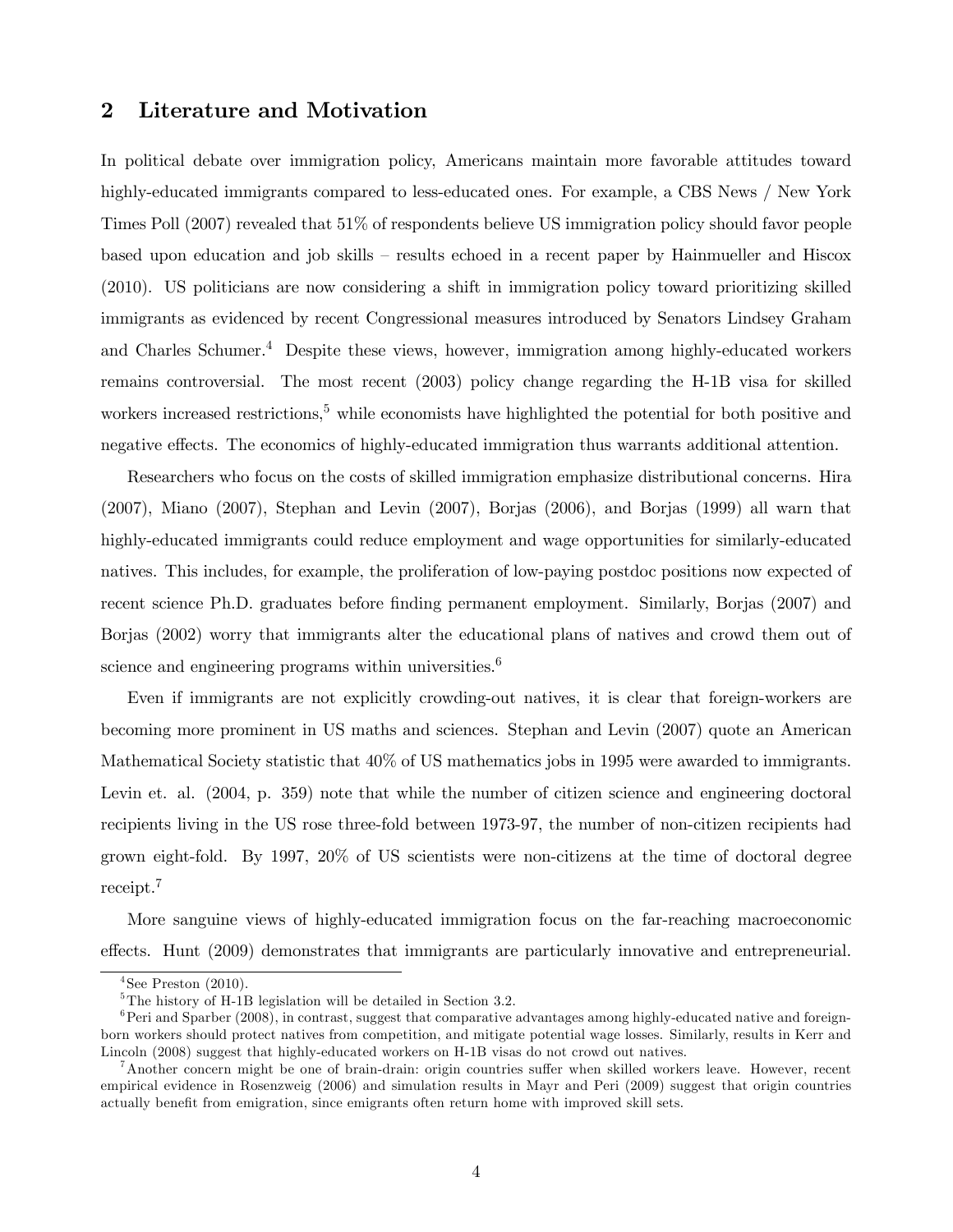## 2 Literature and Motivation

In political debate over immigration policy, Americans maintain more favorable attitudes toward highly-educated immigrants compared to less-educated ones. For example, a CBS News / New York Times Poll (2007) revealed that 51% of respondents believe US immigration policy should favor people based upon education and job skills – results echoed in a recent paper by Hainmueller and Hiscox (2010). US politicians are now considering a shift in immigration policy toward prioritizing skilled immigrants as evidenced by recent Congressional measures introduced by Senators Lindsey Graham and Charles Schumer.[4] Despite these views, however, immigration among highly-educated workers remains controversial. The most recent (2003) policy change regarding the H-1B visa for skilled workers increased restrictions,[5] while economists have highlighted the potential for both positive and negative effects. The economics of highly-educated immigration thus warrants additional attention.

Researchers who focus on the costs of skilled immigration emphasize distributional concerns. Hira (2007), Miano (2007), Stephan and Levin (2007), Borjas (2006), and Borjas (1999) all warn that highly-educated immigrants could reduce employment and wage opportunities for similarly-educated natives. This includes, for example, the proliferation of low-paying postdoc positions now expected of recent science Ph.D. graduates before finding permanent employment. Similarly, Borjas (2007) and Borjas (2002) worry that immigrants alter the educational plans of natives and crowd them out of science and engineering programs within universities.[6]

Even if immigrants are not explicitly crowding-out natives, it is clear that foreign-workers are becoming more prominent in US maths and sciences. Stephan and Levin (2007) quote an American Mathematical Society statistic that 40% of US mathematics jobs in 1995 were awarded to immigrants. Levin et. al. (2004, p. 359) note that while the number of citizen science and engineering doctoral recipients living in the US rose three-fold between 1973-97, the number of non-citizen recipients had grown eight-fold. By 1997, 20% of US scientists were non-citizens at the time of doctoral degree receipt.[7]

More sanguine views of highly-educated immigration focus on the far-reaching macroeconomic effects. Hunt (2009) demonstrates that immigrants are particularly innovative and entrepreneurial.

[4] See Preston (2010).

[5] The history of H-1B legislation will be detailed in Section 3.2.

[6] Peri and Sparber (2008), in contrast, suggest that comparative advantages among highly-educated native and foreign-born workers should protect natives from competition, and mitigate potential wage losses. Similarly, results in Kerr and Lincoln (2008) suggest that highly-educated workers on H-1B visas do not crowd out natives.

[7] Another concern might be one of brain-drain: origin countries suffer when skilled workers leave. However, recent empirical evidence in Rosenzweig (2006) and simulation results in Mayr and Peri (2009) suggest that origin countries actually benefit from emigration, since emigrants often return home with improved skill sets.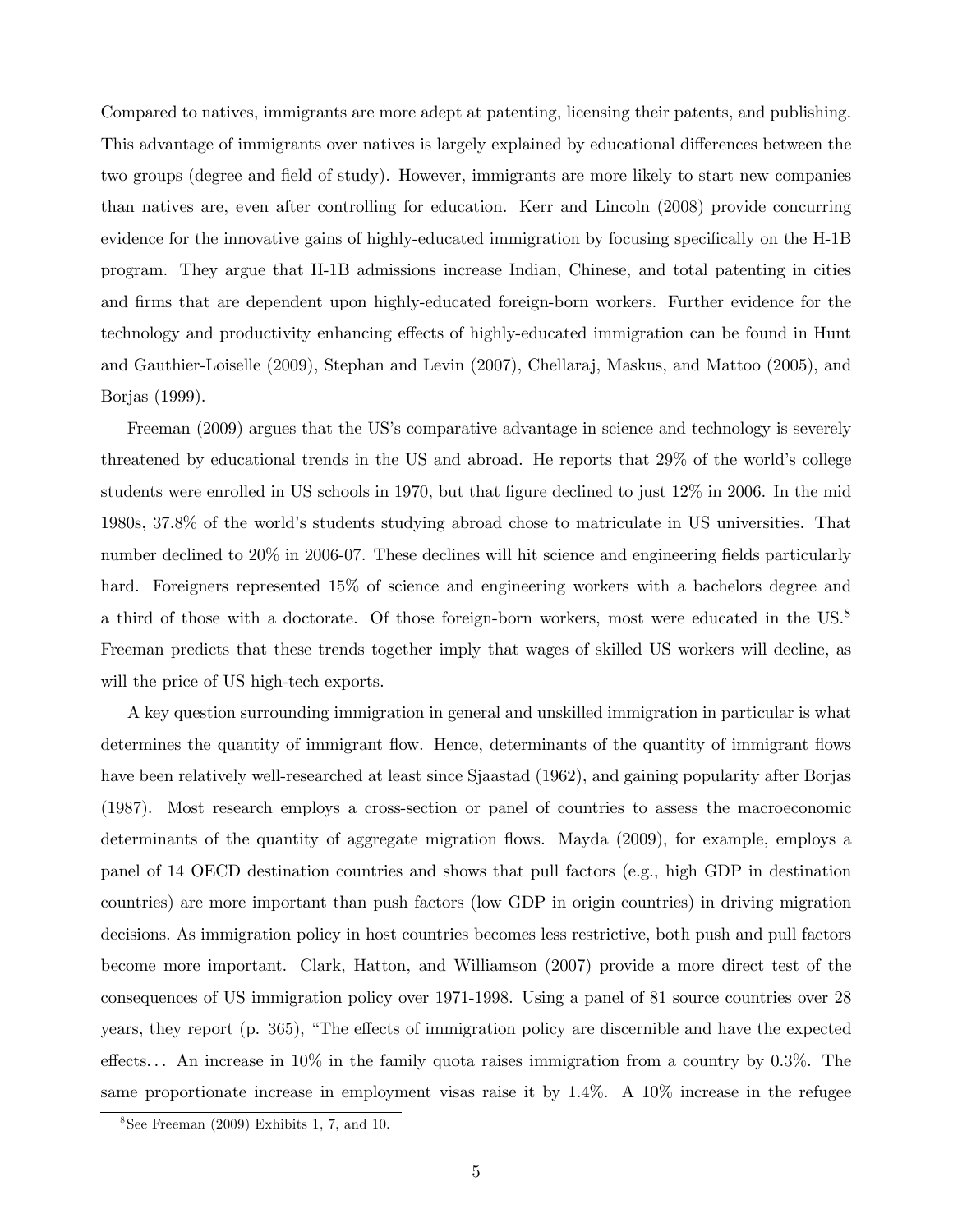Compared to natives, immigrants are more adept at patenting, licensing their patents, and publishing. This advantage of immigrants over natives is largely explained by educational differences between the two groups (degree and field of study). However, immigrants are more likely to start new companies than natives are, even after controlling for education. Kerr and Lincoln (2008) provide concurring evidence for the innovative gains of highly-educated immigration by focusing specifically on the H-1B program. They argue that H-1B admissions increase Indian, Chinese, and total patenting in cities and firms that are dependent upon highly-educated foreign-born workers. Further evidence for the technology and productivity enhancing effects of highly-educated immigration can be found in Hunt and Gauthier-Loiselle (2009), Stephan and Levin (2007), Chellaraj, Maskus, and Mattoo (2005), and Borjas (1999).

Freeman (2009) argues that the US's comparative advantage in science and technology is severely threatened by educational trends in the US and abroad. He reports that 29% of the world's college students were enrolled in US schools in 1970, but that figure declined to just 12% in 2006. In the mid 1980s, 37.8% of the world's students studying abroad chose to matriculate in US universities. That number declined to 20% in 2006-07. These declines will hit science and engineering fields particularly hard. Foreigners represented 15% of science and engineering workers with a bachelors degree and a third of those with a doctorate. Of those foreign-born workers, most were educated in the US.[8] Freeman predicts that these trends together imply that wages of skilled US workers will decline, as will the price of US high-tech exports.

A key question surrounding immigration in general and unskilled immigration in particular is what determines the quantity of immigrant flow. Hence, determinants of the quantity of immigrant flows have been relatively well-researched at least since Sjaastad (1962), and gaining popularity after Borjas (1987). Most research employs a cross-section or panel of countries to assess the macroeconomic determinants of the quantity of aggregate migration flows. Mayda (2009), for example, employs a panel of 14 OECD destination countries and shows that pull factors (e.g., high GDP in destination countries) are more important than push factors (low GDP in origin countries) in driving migration decisions. As immigration policy in host countries becomes less restrictive, both push and pull factors become more important. Clark, Hatton, and Williamson (2007) provide a more direct test of the consequences of US immigration policy over 1971-1998. Using a panel of 81 source countries over 28 years, they report (p. 365), "The effects of immigration policy are discernible and have the expected effects... An increase in 10% in the family quota raises immigration from a country by 0.3%. The same proportionate increase in employment visas raise it by 1.4%. A 10% increase in the refugee

[8] See Freeman (2009) Exhibits 1, 7, and 10.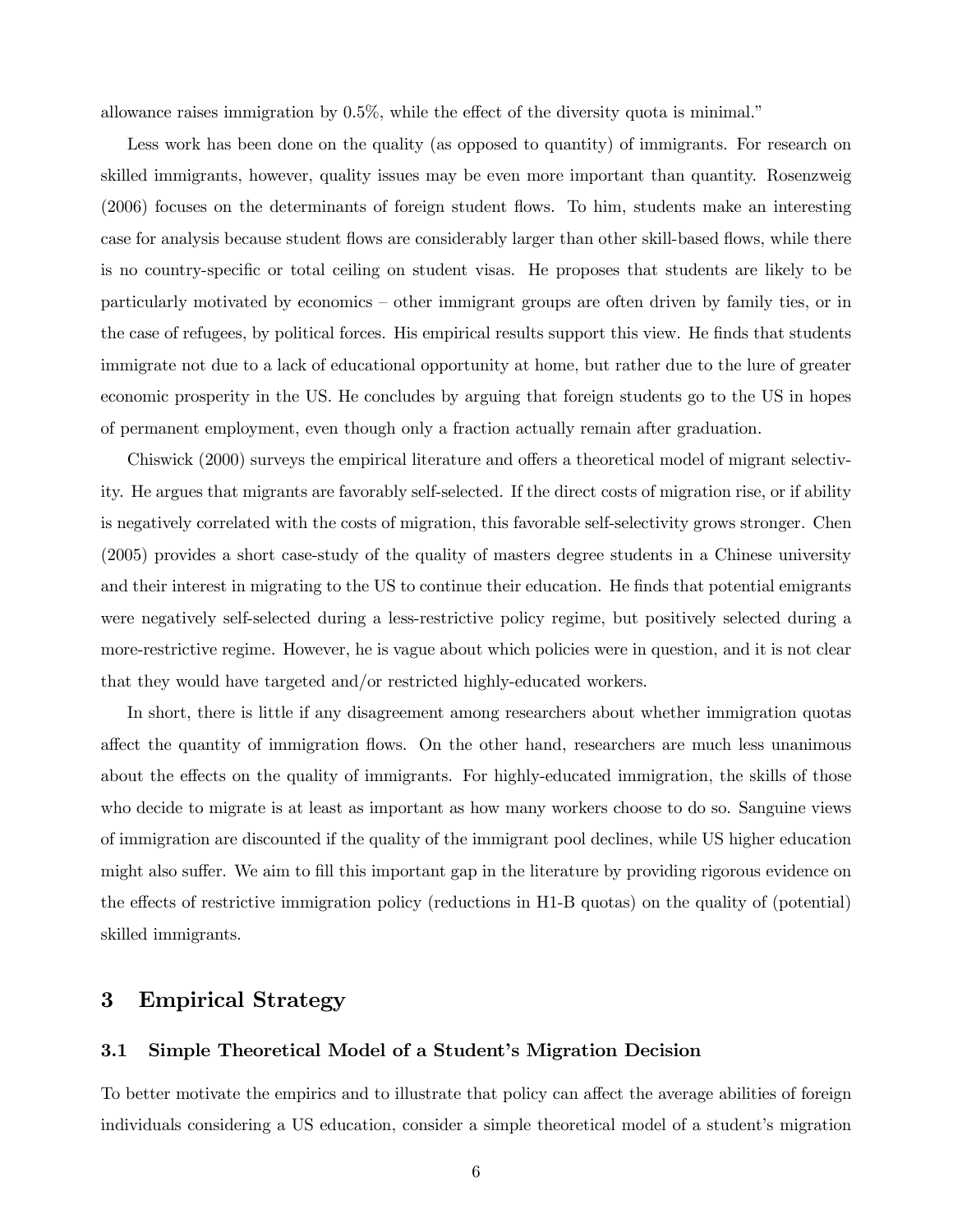allowance raises immigration by 0.5%, while the effect of the diversity quota is minimal."

Less work has been done on the quality (as opposed to quantity) of immigrants. For research on skilled immigrants, however, quality issues may be even more important than quantity. Rosenzweig (2006) focuses on the determinants of foreign student flows. To him, students make an interesting case for analysis because student flows are considerably larger than other skill-based flows, while there is no country-specific or total ceiling on student visas. He proposes that students are likely to be particularly motivated by economics – other immigrant groups are often driven by family ties, or in the case of refugees, by political forces. His empirical results support this view. He finds that students immigrate not due to a lack of educational opportunity at home, but rather due to the lure of greater economic prosperity in the US. He concludes by arguing that foreign students go to the US in hopes of permanent employment, even though only a fraction actually remain after graduation.

Chiswick (2000) surveys the empirical literature and offers a theoretical model of migrant selectivity. He argues that migrants are favorably self-selected. If the direct costs of migration rise, or if ability is negatively correlated with the costs of migration, this favorable self-selectivity grows stronger. Chen (2005) provides a short case-study of the quality of masters degree students in a Chinese university and their interest in migrating to the US to continue their education. He finds that potential emigrants were negatively self-selected during a less-restrictive policy regime, but positively selected during a more-restrictive regime. However, he is vague about which policies were in question, and it is not clear that they would have targeted and/or restricted highly-educated workers.

In short, there is little if any disagreement among researchers about whether immigration quotas affect the quantity of immigration flows. On the other hand, researchers are much less unanimous about the effects on the quality of immigrants. For highly-educated immigration, the skills of those who decide to migrate is at least as important as how many workers choose to do so. Sanguine views of immigration are discounted if the quality of the immigrant pool declines, while US higher education might also suffer. We aim to fill this important gap in the literature by providing rigorous evidence on the effects of restrictive immigration policy (reductions in H1-B quotas) on the quality of (potential) skilled immigrants.

# 3 Empirical Strategy

## 3.1 Simple Theoretical Model of a Student's Migration Decision

To better motivate the empirics and to illustrate that policy can affect the average abilities of foreign individuals considering a US education, consider a simple theoretical model of a student's migration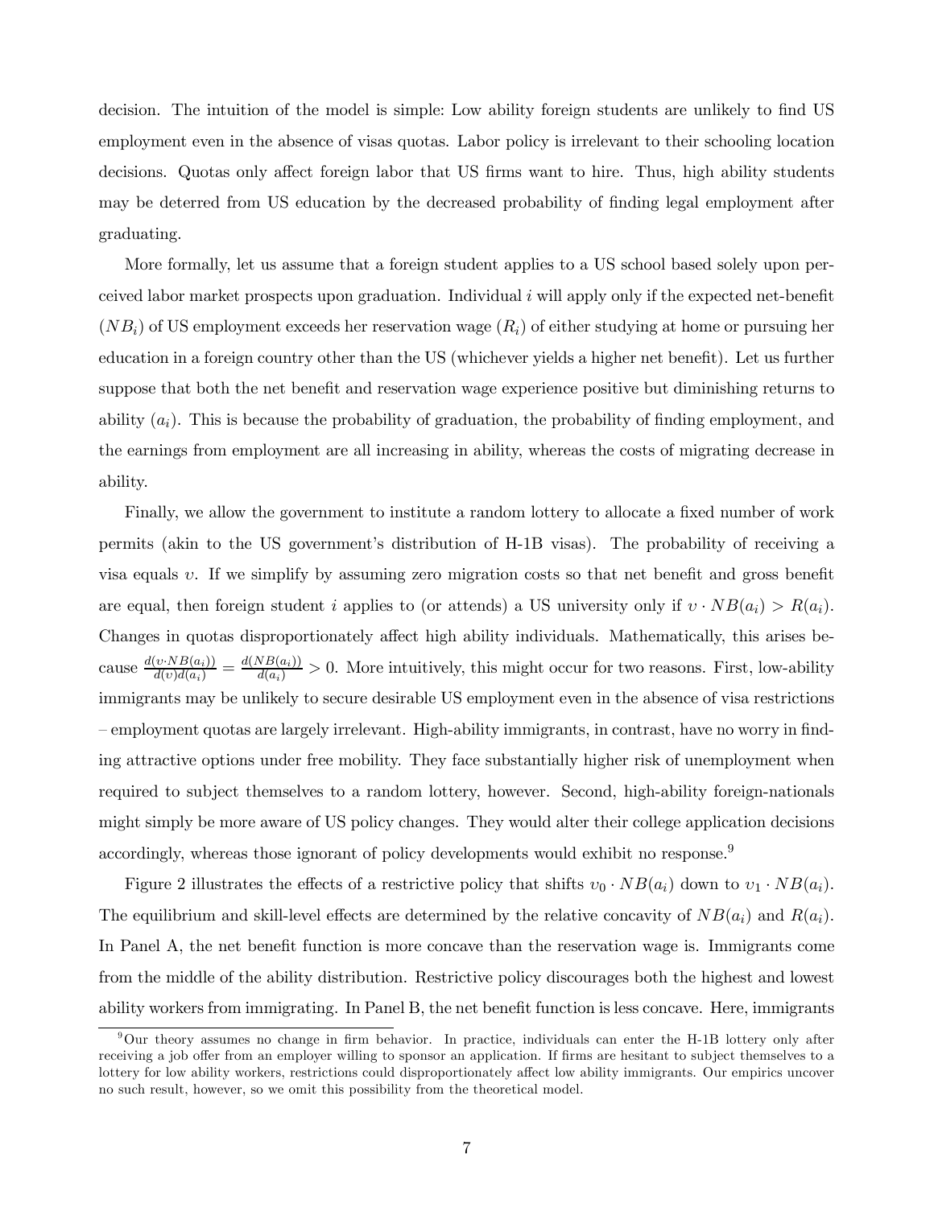decision. The intuition of the model is simple: Low ability foreign students are unlikely to find US employment even in the absence of visas quotas. Labor policy is irrelevant to their schooling location decisions. Quotas only affect foreign labor that US firms want to hire. Thus, high ability students may be deterred from US education by the decreased probability of finding legal employment after graduating.

More formally, let us assume that a foreign student applies to a US school based solely upon perceived labor market prospects upon graduation. Individual $i$ will apply only if the expected net-benefit ($NB_i$) of US employment exceeds her reservation wage ($R_i$) of either studying at home or pursuing her education in a foreign country other than the US (whichever yields a higher net benefit). Let us further suppose that both the net benefit and reservation wage experience positive but diminishing returns to ability ($a_i$). This is because the probability of graduation, the probability of finding employment, and the earnings from employment are all increasing in ability, whereas the costs of migrating decrease in ability.

Finally, we allow the government to institute a random lottery to allocate a fixed number of work permits (akin to the US government's distribution of H-1B visas). The probability of receiving a visa equals $\upsilon$. If we simplify by assuming zero migration costs so that net benefit and gross benefit are equal, then foreign student $i$ applies to (or attends) a US university only if $\upsilon \cdot NB(a_i) > R(a_i)$. Changes in quotas disproportionately affect high ability individuals. Mathematically, this arises because $\frac{d(\upsilon \cdot NB(a_i))}{d(\upsilon)d(a_i)} = \frac{d(NB(a_i))}{d(a_i)} > 0$. More intuitively, this might occur for two reasons. First, low-ability immigrants may be unlikely to secure desirable US employment even in the absence of visa restrictions – employment quotas are largely irrelevant. High-ability immigrants, in contrast, have no worry in finding attractive options under free mobility. They face substantially higher risk of unemployment when required to subject themselves to a random lottery, however. Second, high-ability foreign-nationals might simply be more aware of US policy changes. They would alter their college application decisions accordingly, whereas those ignorant of policy developments would exhibit no response.[9]

Figure 2 illustrates the effects of a restrictive policy that shifts $\upsilon_0 \cdot NB(a_i)$ down to $\upsilon_1 \cdot NB(a_i)$. The equilibrium and skill-level effects are determined by the relative concavity of $NB(a_i)$ and $R(a_i)$. In Panel A, the net benefit function is more concave than the reservation wage is. Immigrants come from the middle of the ability distribution. Restrictive policy discourages both the highest and lowest ability workers from immigrating. In Panel B, the net benefit function is less concave. Here, immigrants

[9] Our theory assumes no change in firm behavior. In practice, individuals can enter the H-1B lottery only after receiving a job offer from an employer willing to sponsor an application. If firms are hesitant to subject themselves to a lottery for low ability workers, restrictions could disproportionately affect low ability immigrants. Our empirics uncover no such result, however, so we omit this possibility from the theoretical model.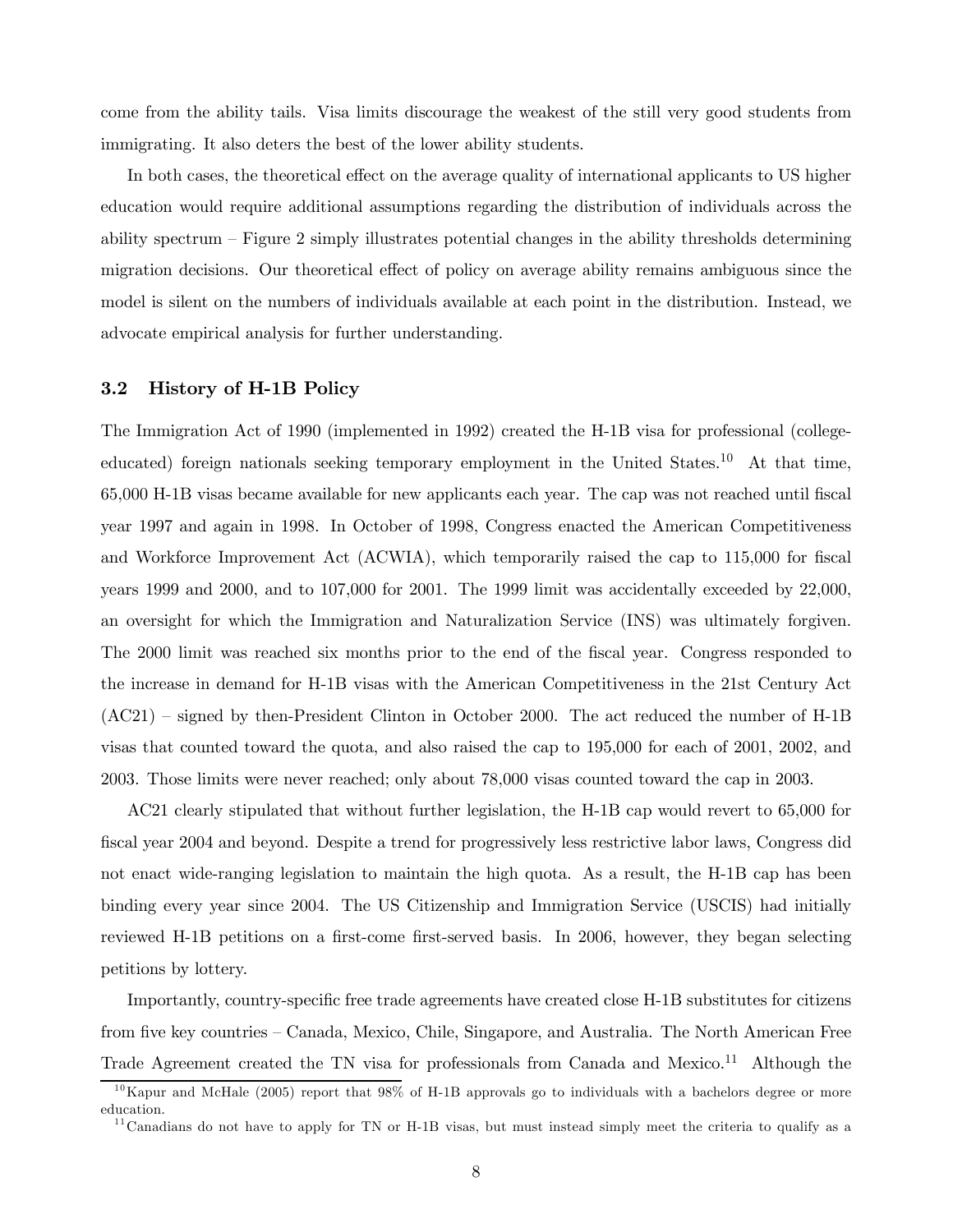come from the ability tails. Visa limits discourage the weakest of the still very good students from immigrating. It also deters the best of the lower ability students.

In both cases, the theoretical effect on the average quality of international applicants to US higher education would require additional assumptions regarding the distribution of individuals across the ability spectrum – Figure 2 simply illustrates potential changes in the ability thresholds determining migration decisions. Our theoretical effect of policy on average ability remains ambiguous since the model is silent on the numbers of individuals available at each point in the distribution. Instead, we advocate empirical analysis for further understanding.

### 3.2 History of H-1B Policy

The Immigration Act of 1990 (implemented in 1992) created the H-1B visa for professional (college-educated) foreign nationals seeking temporary employment in the United States.[10] At that time, 65,000 H-1B visas became available for new applicants each year. The cap was not reached until fiscal year 1997 and again in 1998. In October of 1998, Congress enacted the American Competitiveness and Workforce Improvement Act (ACWIA), which temporarily raised the cap to 115,000 for fiscal years 1999 and 2000, and to 107,000 for 2001. The 1999 limit was accidentally exceeded by 22,000, an oversight for which the Immigration and Naturalization Service (INS) was ultimately forgiven. The 2000 limit was reached six months prior to the end of the fiscal year. Congress responded to the increase in demand for H-1B visas with the American Competitiveness in the 21st Century Act (AC21) – signed by then-President Clinton in October 2000. The act reduced the number of H-1B visas that counted toward the quota, and also raised the cap to 195,000 for each of 2001, 2002, and 2003. Those limits were never reached; only about 78,000 visas counted toward the cap in 2003.

AC21 clearly stipulated that without further legislation, the H-1B cap would revert to 65,000 for fiscal year 2004 and beyond. Despite a trend for progressively less restrictive labor laws, Congress did not enact wide-ranging legislation to maintain the high quota. As a result, the H-1B cap has been binding every year since 2004. The US Citizenship and Immigration Service (USCIS) had initially reviewed H-1B petitions on a first-come first-served basis. In 2006, however, they began selecting petitions by lottery.

Importantly, country-specific free trade agreements have created close H-1B substitutes for citizens from five key countries – Canada, Mexico, Chile, Singapore, and Australia. The North American Free Trade Agreement created the TN visa for professionals from Canada and Mexico.[11] Although the

[10] Kapur and McHale (2005) report that 98% of H-1B approvals go to individuals with a bachelors degree or more education.

[11] Canadians do not have to apply for TN or H-1B visas, but must instead simply meet the criteria to qualify as a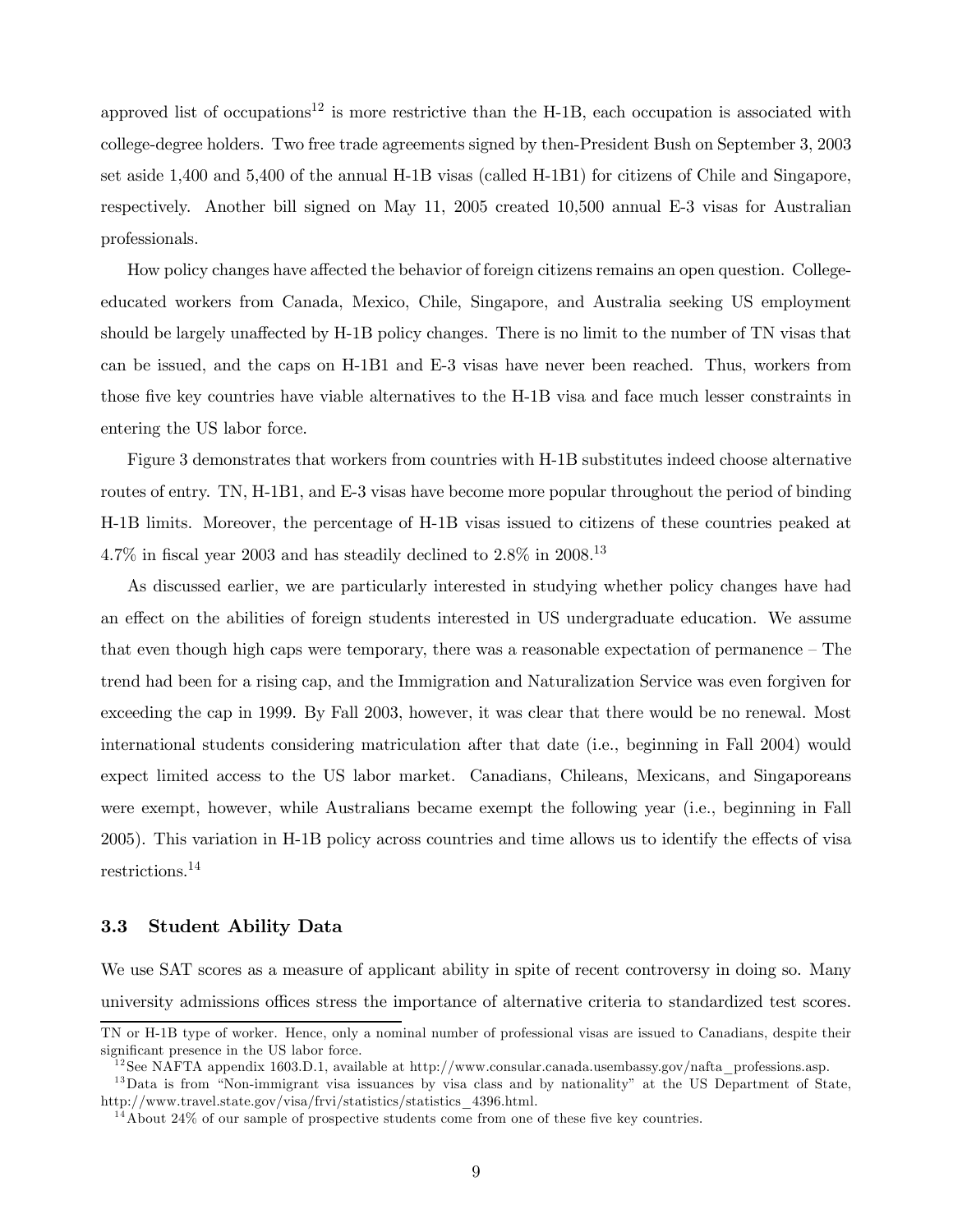approved list of occupations[12] is more restrictive than the H-1B, each occupation is associated with college-degree holders. Two free trade agreements signed by then-President Bush on September 3, 2003 set aside 1,400 and 5,400 of the annual H-1B visas (called H-1B1) for citizens of Chile and Singapore, respectively. Another bill signed on May 11, 2005 created 10,500 annual E-3 visas for Australian professionals.

How policy changes have affected the behavior of foreign citizens remains an open question. College-educated workers from Canada, Mexico, Chile, Singapore, and Australia seeking US employment should be largely unaffected by H-1B policy changes. There is no limit to the number of TN visas that can be issued, and the caps on H-1B1 and E-3 visas have never been reached. Thus, workers from those five key countries have viable alternatives to the H-1B visa and face much lesser constraints in entering the US labor force.

Figure 3 demonstrates that workers from countries with H-1B substitutes indeed choose alternative routes of entry. TN, H-1B1, and E-3 visas have become more popular throughout the period of binding H-1B limits. Moreover, the percentage of H-1B visas issued to citizens of these countries peaked at 4.7% in fiscal year 2003 and has steadily declined to 2.8% in 2008.[13]

As discussed earlier, we are particularly interested in studying whether policy changes have had an effect on the abilities of foreign students interested in US undergraduate education. We assume that even though high caps were temporary, there was a reasonable expectation of permanence – The trend had been for a rising cap, and the Immigration and Naturalization Service was even forgiven for exceeding the cap in 1999. By Fall 2003, however, it was clear that there would be no renewal. Most international students considering matriculation after that date (i.e., beginning in Fall 2004) would expect limited access to the US labor market. Canadians, Chileans, Mexicans, and Singaporeans were exempt, however, while Australians became exempt the following year (i.e., beginning in Fall 2005). This variation in H-1B policy across countries and time allows us to identify the effects of visa restrictions.[14]

### 3.3 Student Ability Data

We use SAT scores as a measure of applicant ability in spite of recent controversy in doing so. Many university admissions offices stress the importance of alternative criteria to standardized test scores.

TN or H-1B type of worker. Hence, only a nominal number of professional visas are issued to Canadians, despite their significant presence in the US labor force.

[12] See NAFTA appendix 1603.D.1, available at http://www.consular.canada.usembassy.gov/nafta_professions.asp.

[13] Data is from "Non-immigrant visa issuances by visa class and by nationality" at the US Department of State, http://www.travel.state.gov/visa/frvi/statistics/statistics_4396.html.

[14] About 24% of our sample of prospective students come from one of these five key countries.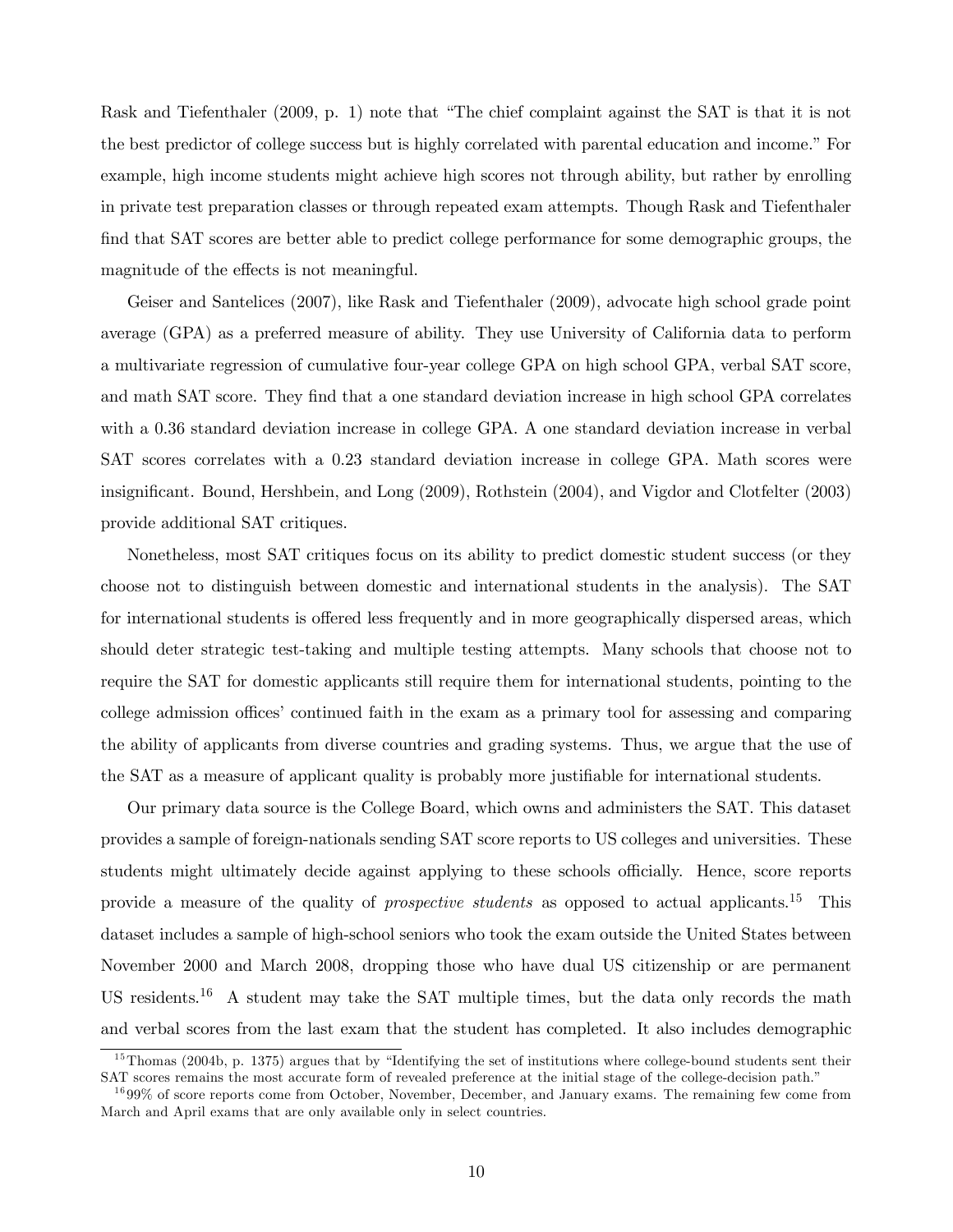Rask and Tiefenthaler (2009, p. 1) note that "The chief complaint against the SAT is that it is not the best predictor of college success but is highly correlated with parental education and income." For example, high income students might achieve high scores not through ability, but rather by enrolling in private test preparation classes or through repeated exam attempts. Though Rask and Tiefenthaler find that SAT scores are better able to predict college performance for some demographic groups, the magnitude of the effects is not meaningful.

Geiser and Santelices (2007), like Rask and Tiefenthaler (2009), advocate high school grade point average (GPA) as a preferred measure of ability. They use University of California data to perform a multivariate regression of cumulative four-year college GPA on high school GPA, verbal SAT score, and math SAT score. They find that a one standard deviation increase in high school GPA correlates with a 0.36 standard deviation increase in college GPA. A one standard deviation increase in verbal SAT scores correlates with a 0.23 standard deviation increase in college GPA. Math scores were insignificant. Bound, Hershbein, and Long (2009), Rothstein (2004), and Vigdor and Clotfelter (2003) provide additional SAT critiques.

Nonetheless, most SAT critiques focus on its ability to predict domestic student success (or they choose not to distinguish between domestic and international students in the analysis). The SAT for international students is offered less frequently and in more geographically dispersed areas, which should deter strategic test-taking and multiple testing attempts. Many schools that choose not to require the SAT for domestic applicants still require them for international students, pointing to the college admission offices' continued faith in the exam as a primary tool for assessing and comparing the ability of applicants from diverse countries and grading systems. Thus, we argue that the use of the SAT as a measure of applicant quality is probably more justifiable for international students.

Our primary data source is the College Board, which owns and administers the SAT. This dataset provides a sample of foreign-nationals sending SAT score reports to US colleges and universities. These students might ultimately decide against applying to these schools officially. Hence, score reports provide a measure of the quality of *prospective students* as opposed to actual applicants.[15] This dataset includes a sample of high-school seniors who took the exam outside the United States between November 2000 and March 2008, dropping those who have dual US citizenship or are permanent US residents.[16] A student may take the SAT multiple times, but the data only records the math and verbal scores from the last exam that the student has completed. It also includes demographic

[15] Thomas (2004b, p. 1375) argues that by "Identifying the set of institutions where college-bound students sent their SAT scores remains the most accurate form of revealed preference at the initial stage of the college-decision path."

[16] 99% of score reports come from October, November, December, and January exams. The remaining few come from March and April exams that are only available only in select countries.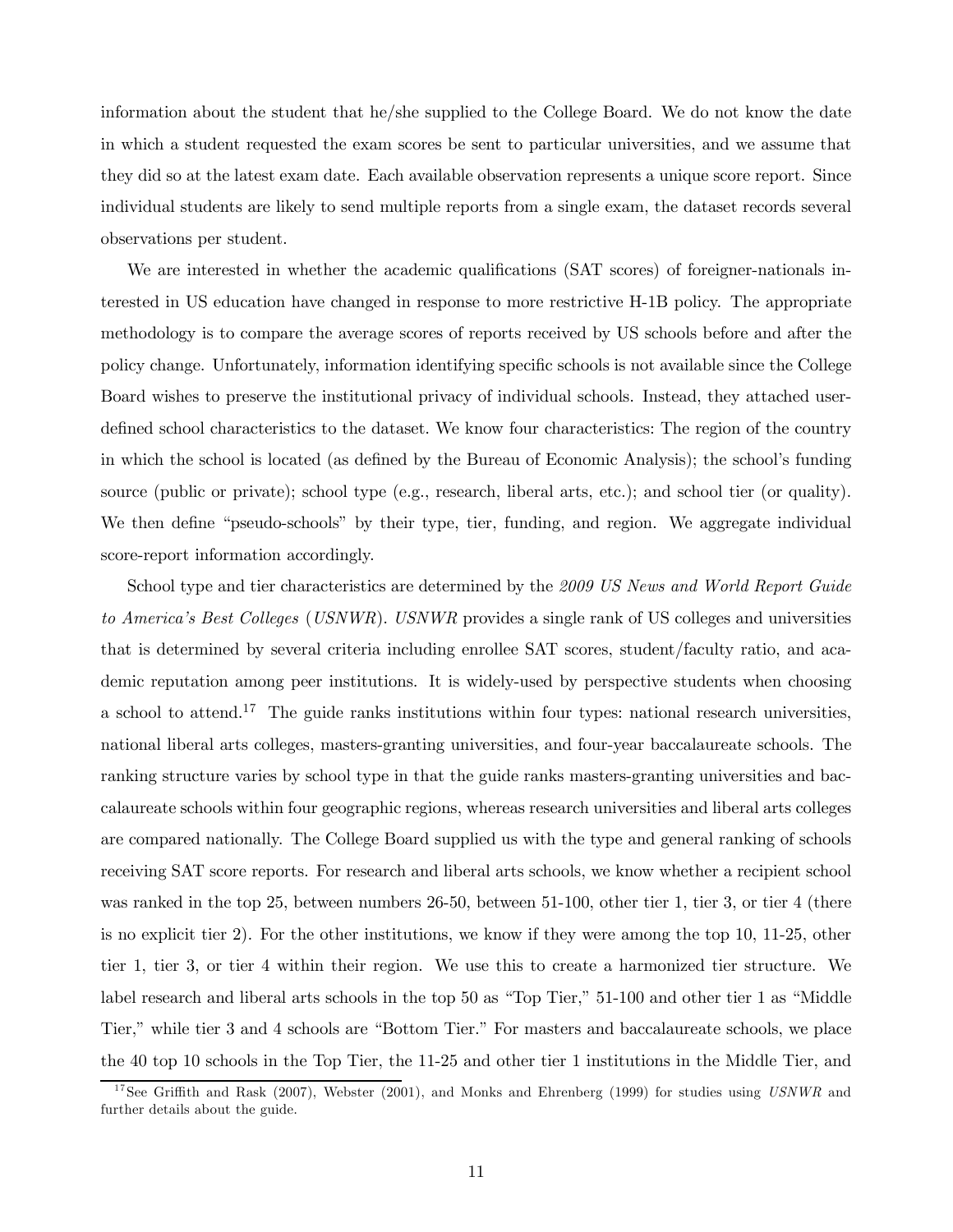information about the student that he/she supplied to the College Board. We do not know the date in which a student requested the exam scores be sent to particular universities, and we assume that they did so at the latest exam date. Each available observation represents a unique score report. Since individual students are likely to send multiple reports from a single exam, the dataset records several observations per student.

We are interested in whether the academic qualifications (SAT scores) of foreigner-nationals interested in US education have changed in response to more restrictive H-1B policy. The appropriate methodology is to compare the average scores of reports received by US schools before and after the policy change. Unfortunately, information identifying specific schools is not available since the College Board wishes to preserve the institutional privacy of individual schools. Instead, they attached user-defined school characteristics to the dataset. We know four characteristics: The region of the country in which the school is located (as defined by the Bureau of Economic Analysis); the school's funding source (public or private); school type (e.g., research, liberal arts, etc.); and school tier (or quality). We then define "pseudo-schools" by their type, tier, funding, and region. We aggregate individual score-report information accordingly.

School type and tier characteristics are determined by the *2009 US News and World Report Guide to America's Best Colleges* (*USNWR*). *USNWR* provides a single rank of US colleges and universities that is determined by several criteria including enrollee SAT scores, student/faculty ratio, and academic reputation among peer institutions. It is widely-used by perspective students when choosing a school to attend.[17] The guide ranks institutions within four types: national research universities, national liberal arts colleges, masters-granting universities, and four-year baccalaureate schools. The ranking structure varies by school type in that the guide ranks masters-granting universities and baccalaureate schools within four geographic regions, whereas research universities and liberal arts colleges are compared nationally. The College Board supplied us with the type and general ranking of schools receiving SAT score reports. For research and liberal arts schools, we know whether a recipient school was ranked in the top 25, between numbers 26-50, between 51-100, other tier 1, tier 3, or tier 4 (there is no explicit tier 2). For the other institutions, we know if they were among the top 10, 11-25, other tier 1, tier 3, or tier 4 within their region. We use this to create a harmonized tier structure. We label research and liberal arts schools in the top 50 as "Top Tier," 51-100 and other tier 1 as "Middle Tier," while tier 3 and 4 schools are "Bottom Tier." For masters and baccalaureate schools, we place the 40 top 10 schools in the Top Tier, the 11-25 and other tier 1 institutions in the Middle Tier, and

[17] See Griffith and Rask (2007), Webster (2001), and Monks and Ehrenberg (1999) for studies using *USNWR* and further details about the guide.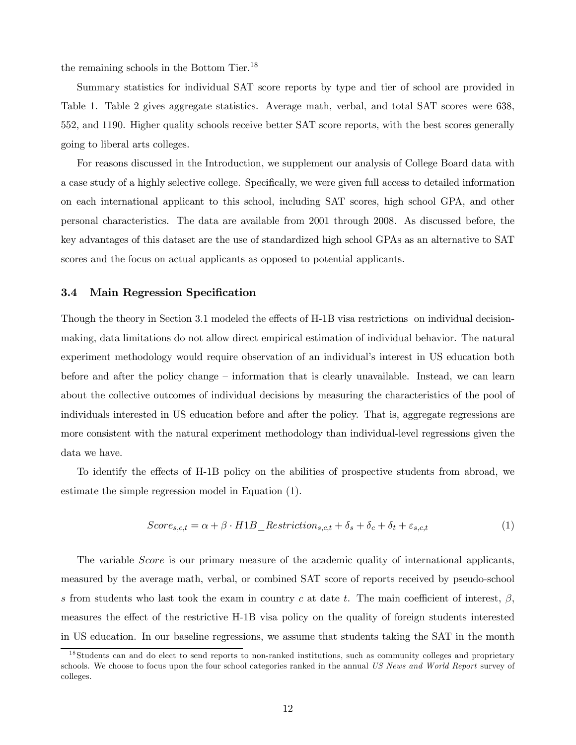the remaining schools in the Bottom Tier.[18]

Summary statistics for individual SAT score reports by type and tier of school are provided in Table 1. Table 2 gives aggregate statistics. Average math, verbal, and total SAT scores were 638, 552, and 1190. Higher quality schools receive better SAT score reports, with the best scores generally going to liberal arts colleges.

For reasons discussed in the Introduction, we supplement our analysis of College Board data with a case study of a highly selective college. Specifically, we were given full access to detailed information on each international applicant to this school, including SAT scores, high school GPA, and other personal characteristics. The data are available from 2001 through 2008. As discussed before, the key advantages of this dataset are the use of standardized high school GPAs as an alternative to SAT scores and the focus on actual applicants as opposed to potential applicants.

### 3.4 Main Regression Specification

Though the theory in Section 3.1 modeled the effects of H-1B visa restrictions on individual decision-making, data limitations do not allow direct empirical estimation of individual behavior. The natural experiment methodology would require observation of an individual's interest in US education both before and after the policy change – information that is clearly unavailable. Instead, we can learn about the collective outcomes of individual decisions by measuring the characteristics of the pool of individuals interested in US education before and after the policy. That is, aggregate regressions are more consistent with the natural experiment methodology than individual-level regressions given the data we have.

To identify the effects of H-1B policy on the abilities of prospective students from abroad, we estimate the simple regression model in Equation (1).

$$Score_{s,c,t} = \alpha + \beta \cdot H1B\_Restriction_{s,c,t} + \delta_s + \delta_c + \delta_t + \varepsilon_{s,c,t} \tag{1}$$

The variable *Score* is our primary measure of the academic quality of international applicants, measured by the average math, verbal, or combined SAT score of reports received by pseudo-school $s$ from students who last took the exam in country $c$ at date $t$. The main coefficient of interest, $\beta$, measures the effect of the restrictive H-1B visa policy on the quality of foreign students interested in US education. In our baseline regressions, we assume that students taking the SAT in the month

[18] Students can and do elect to send reports to non-ranked institutions, such as community colleges and proprietary schools. We choose to focus upon the four school categories ranked in the annual *US News and World Report* survey of colleges.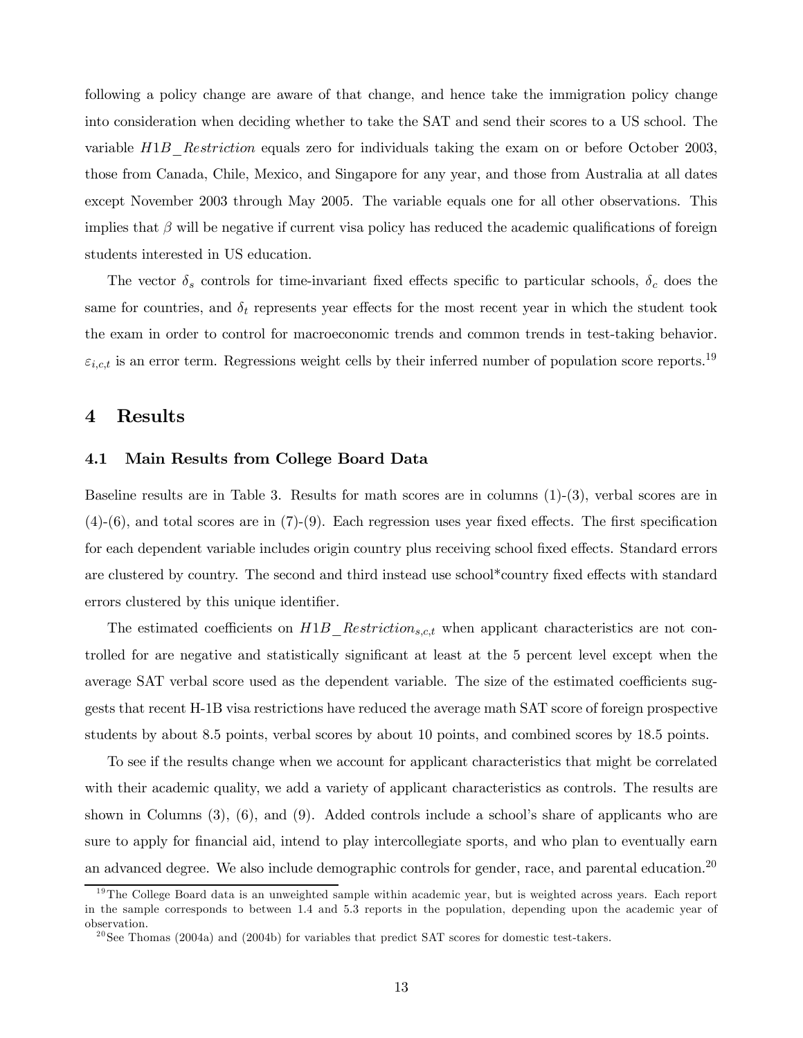following a policy change are aware of that change, and hence take the immigration policy change into consideration when deciding whether to take the SAT and send their scores to a US school. The variable *H1B_Restriction* equals zero for individuals taking the exam on or before October 2003, those from Canada, Chile, Mexico, and Singapore for any year, and those from Australia at all dates except November 2003 through May 2005. The variable equals one for all other observations. This implies that $\beta$ will be negative if current visa policy has reduced the academic qualifications of foreign students interested in US education.

The vector $\delta_s$ controls for time-invariant fixed effects specific to particular schools, $\delta_c$ does the same for countries, and $\delta_t$ represents year effects for the most recent year in which the student took the exam in order to control for macroeconomic trends and common trends in test-taking behavior. $\varepsilon_{i,c,t}$ is an error term. Regressions weight cells by their inferred number of population score reports.[19]

## 4 Results

### 4.1 Main Results from College Board Data

Baseline results are in Table 3. Results for math scores are in columns (1)-(3), verbal scores are in (4)-(6), and total scores are in (7)-(9). Each regression uses year fixed effects. The first specification for each dependent variable includes origin country plus receiving school fixed effects. Standard errors are clustered by country. The second and third instead use school*country fixed effects with standard errors clustered by this unique identifier.

The estimated coefficients on $H1B\_Restriction_{s,c,t}$ when applicant characteristics are not controlled for are negative and statistically significant at least at the 5 percent level except when the average SAT verbal score used as the dependent variable. The size of the estimated coefficients suggests that recent H-1B visa restrictions have reduced the average math SAT score of foreign prospective students by about 8.5 points, verbal scores by about 10 points, and combined scores by 18.5 points.

To see if the results change when we account for applicant characteristics that might be correlated with their academic quality, we add a variety of applicant characteristics as controls. The results are shown in Columns (3), (6), and (9). Added controls include a school's share of applicants who are sure to apply for financial aid, intend to play intercollegiate sports, and who plan to eventually earn an advanced degree. We also include demographic controls for gender, race, and parental education.[20]

[19] The College Board data is an unweighted sample within academic year, but is weighted across years. Each report in the sample corresponds to between 1.4 and 5.3 reports in the population, depending upon the academic year of observation.

[20] See Thomas (2004a) and (2004b) for variables that predict SAT scores for domestic test-takers.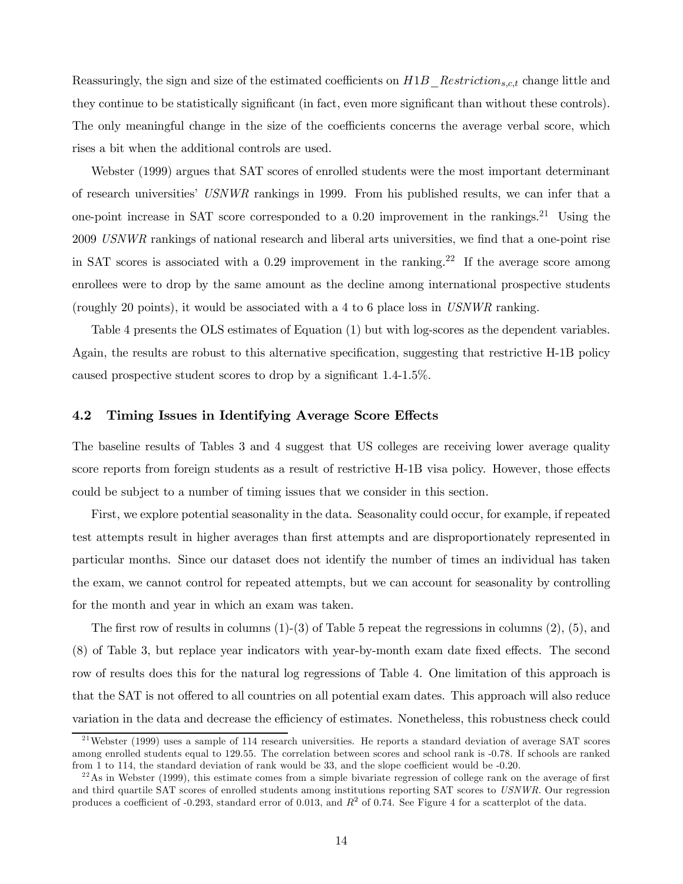Reassuringly, the sign and size of the estimated coefficients on $H1B\_Restriction_{s,c,t}$ change little and they continue to be statistically significant (in fact, even more significant than without these controls). The only meaningful change in the size of the coefficients concerns the average verbal score, which rises a bit when the additional controls are used.

Webster (1999) argues that SAT scores of enrolled students were the most important determinant of research universities' *USNWR* rankings in 1999. From his published results, we can infer that a one-point increase in SAT score corresponded to a 0.20 improvement in the rankings.[21] Using the 2009 *USNWR* rankings of national research and liberal arts universities, we find that a one-point rise in SAT scores is associated with a 0.29 improvement in the ranking.[22] If the average score among enrollees were to drop by the same amount as the decline among international prospective students (roughly 20 points), it would be associated with a 4 to 6 place loss in *USNWR* ranking.

Table 4 presents the OLS estimates of Equation (1) but with log-scores as the dependent variables. Again, the results are robust to this alternative specification, suggesting that restrictive H-1B policy caused prospective student scores to drop by a significant 1.4-1.5%.

### 4.2 Timing Issues in Identifying Average Score Effects

The baseline results of Tables 3 and 4 suggest that US colleges are receiving lower average quality score reports from foreign students as a result of restrictive H-1B visa policy. However, those effects could be subject to a number of timing issues that we consider in this section.

First, we explore potential seasonality in the data. Seasonality could occur, for example, if repeated test attempts result in higher averages than first attempts and are disproportionately represented in particular months. Since our dataset does not identify the number of times an individual has taken the exam, we cannot control for repeated attempts, but we can account for seasonality by controlling for the month and year in which an exam was taken.

The first row of results in columns (1)-(3) of Table 5 repeat the regressions in columns (2), (5), and (8) of Table 3, but replace year indicators with year-by-month exam date fixed effects. The second row of results does this for the natural log regressions of Table 4. One limitation of this approach is that the SAT is not offered to all countries on all potential exam dates. This approach will also reduce variation in the data and decrease the efficiency of estimates. Nonetheless, this robustness check could

---

[21] Webster (1999) uses a sample of 114 research universities. He reports a standard deviation of average SAT scores among enrolled students equal to 129.55. The correlation between scores and school rank is -0.78. If schools are ranked from 1 to 114, the standard deviation of rank would be 33, and the slope coefficient would be -0.20.

[22] As in Webster (1999), this estimate comes from a simple bivariate regression of college rank on the average of first and third quartile SAT scores of enrolled students among institutions reporting SAT scores to *USNWR*. Our regression produces a coefficient of -0.293, standard error of 0.013, and $R^2$ of 0.74. See Figure 4 for a scatterplot of the data.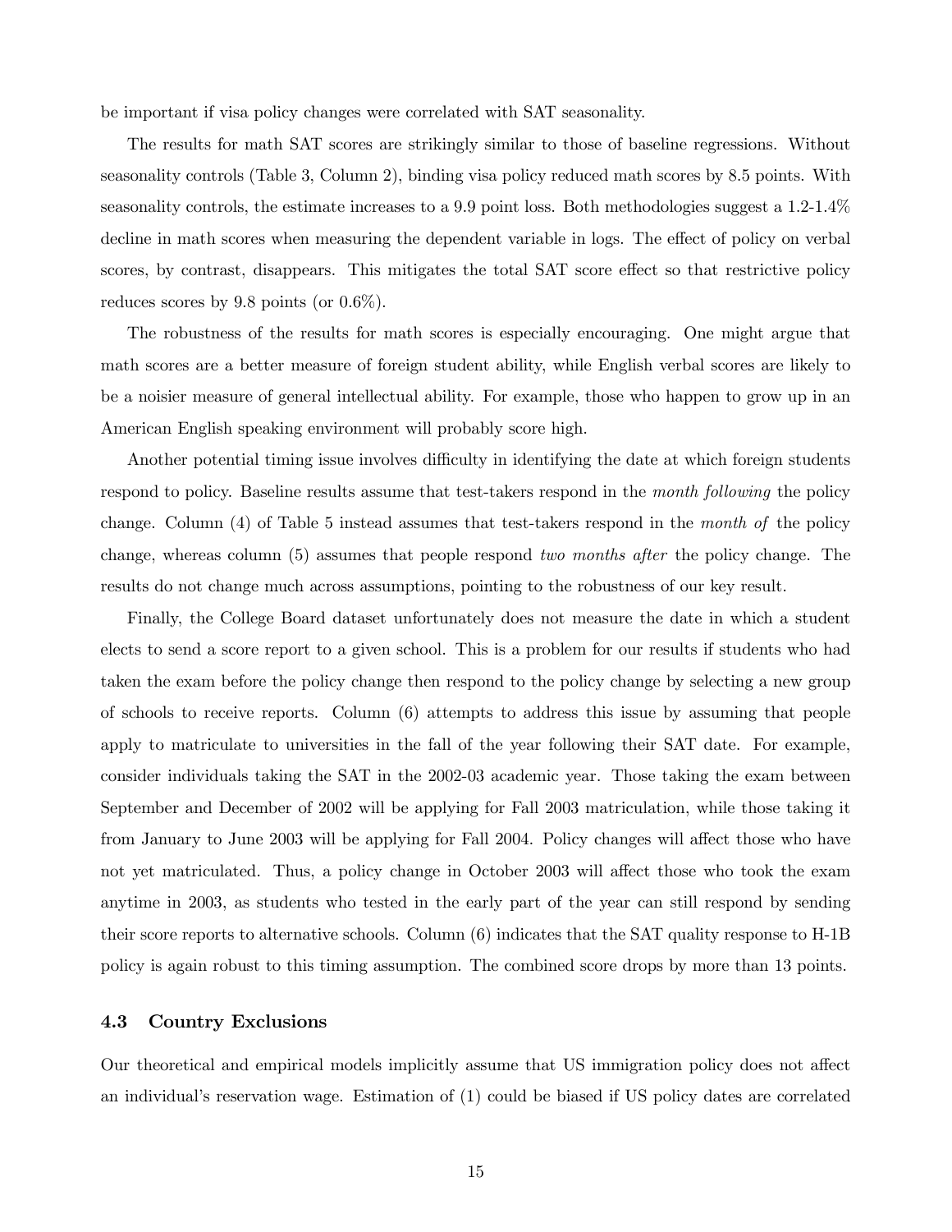be important if visa policy changes were correlated with SAT seasonality.

The results for math SAT scores are strikingly similar to those of baseline regressions. Without seasonality controls (Table 3, Column 2), binding visa policy reduced math scores by 8.5 points. With seasonality controls, the estimate increases to a 9.9 point loss. Both methodologies suggest a 1.2-1.4% decline in math scores when measuring the dependent variable in logs. The effect of policy on verbal scores, by contrast, disappears. This mitigates the total SAT score effect so that restrictive policy reduces scores by 9.8 points (or 0.6%).

The robustness of the results for math scores is especially encouraging. One might argue that math scores are a better measure of foreign student ability, while English verbal scores are likely to be a noisier measure of general intellectual ability. For example, those who happen to grow up in an American English speaking environment will probably score high.

Another potential timing issue involves difficulty in identifying the date at which foreign students respond to policy. Baseline results assume that test-takers respond in the *month following* the policy change. Column (4) of Table 5 instead assumes that test-takers respond in the *month of* the policy change, whereas column (5) assumes that people respond *two months after* the policy change. The results do not change much across assumptions, pointing to the robustness of our key result.

Finally, the College Board dataset unfortunately does not measure the date in which a student elects to send a score report to a given school. This is a problem for our results if students who had taken the exam before the policy change then respond to the policy change by selecting a new group of schools to receive reports. Column (6) attempts to address this issue by assuming that people apply to matriculate to universities in the fall of the year following their SAT date. For example, consider individuals taking the SAT in the 2002-03 academic year. Those taking the exam between September and December of 2002 will be applying for Fall 2003 matriculation, while those taking it from January to June 2003 will be applying for Fall 2004. Policy changes will affect those who have not yet matriculated. Thus, a policy change in October 2003 will affect those who took the exam anytime in 2003, as students who tested in the early part of the year can still respond by sending their score reports to alternative schools. Column (6) indicates that the SAT quality response to H-1B policy is again robust to this timing assumption. The combined score drops by more than 13 points.

### 4.3 Country Exclusions

Our theoretical and empirical models implicitly assume that US immigration policy does not affect an individual's reservation wage. Estimation of (1) could be biased if US policy dates are correlated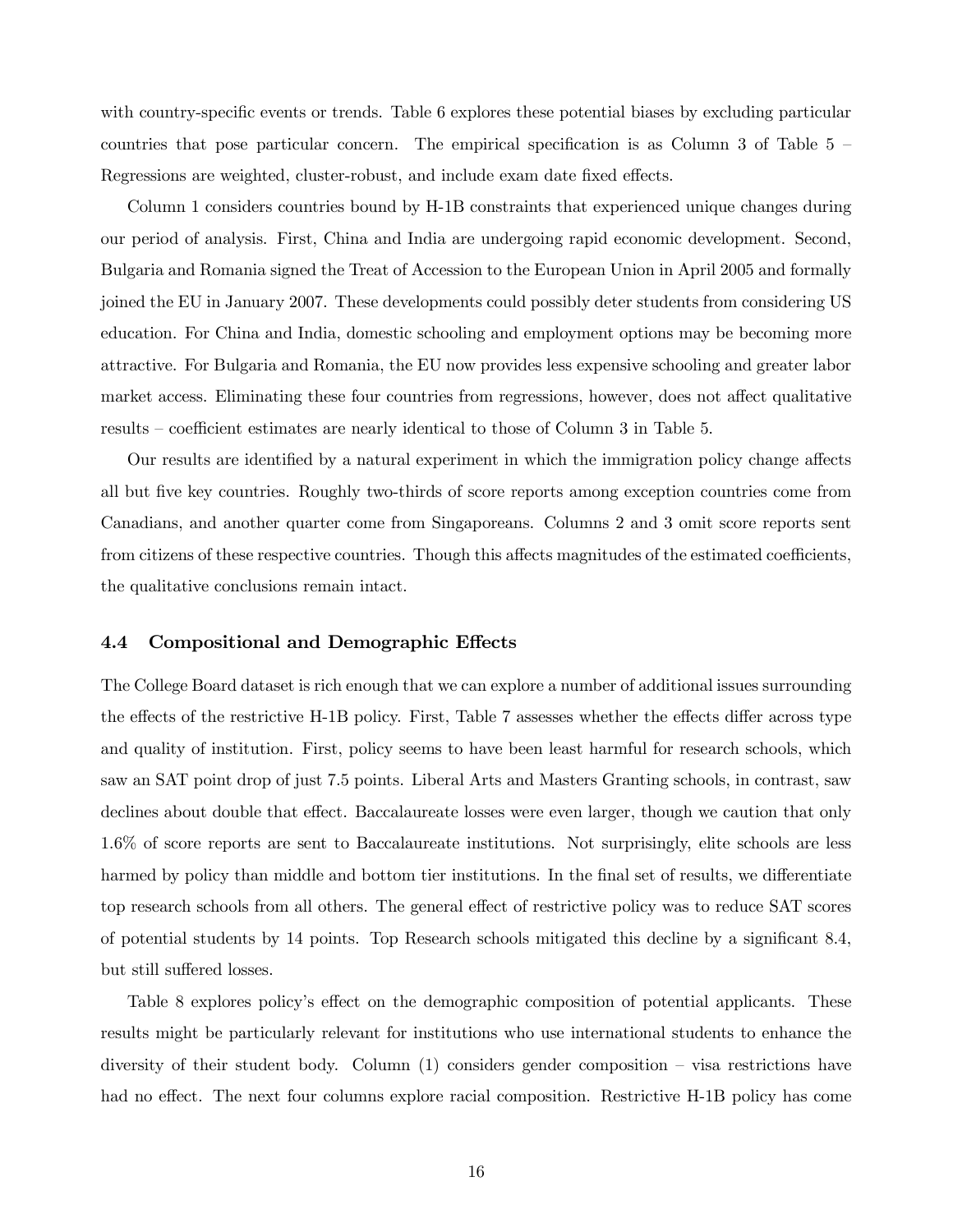with country-specific events or trends. Table 6 explores these potential biases by excluding particular countries that pose particular concern. The empirical specification is as Column 3 of Table 5 – Regressions are weighted, cluster-robust, and include exam date fixed effects.

Column 1 considers countries bound by H-1B constraints that experienced unique changes during our period of analysis. First, China and India are undergoing rapid economic development. Second, Bulgaria and Romania signed the Treat of Accession to the European Union in April 2005 and formally joined the EU in January 2007. These developments could possibly deter students from considering US education. For China and India, domestic schooling and employment options may be becoming more attractive. For Bulgaria and Romania, the EU now provides less expensive schooling and greater labor market access. Eliminating these four countries from regressions, however, does not affect qualitative results – coefficient estimates are nearly identical to those of Column 3 in Table 5.

Our results are identified by a natural experiment in which the immigration policy change affects all but five key countries. Roughly two-thirds of score reports among exception countries come from Canadians, and another quarter come from Singaporeans. Columns 2 and 3 omit score reports sent from citizens of these respective countries. Though this affects magnitudes of the estimated coefficients, the qualitative conclusions remain intact.

### 4.4 Compositional and Demographic Effects

The College Board dataset is rich enough that we can explore a number of additional issues surrounding the effects of the restrictive H-1B policy. First, Table 7 assesses whether the effects differ across type and quality of institution. First, policy seems to have been least harmful for research schools, which saw an SAT point drop of just 7.5 points. Liberal Arts and Masters Granting schools, in contrast, saw declines about double that effect. Baccalaureate losses were even larger, though we caution that only 1.6% of score reports are sent to Baccalaureate institutions. Not surprisingly, elite schools are less harmed by policy than middle and bottom tier institutions. In the final set of results, we differentiate top research schools from all others. The general effect of restrictive policy was to reduce SAT scores of potential students by 14 points. Top Research schools mitigated this decline by a significant 8.4, but still suffered losses.

Table 8 explores policy's effect on the demographic composition of potential applicants. These results might be particularly relevant for institutions who use international students to enhance the diversity of their student body. Column (1) considers gender composition – visa restrictions have had no effect. The next four columns explore racial composition. Restrictive H-1B policy has come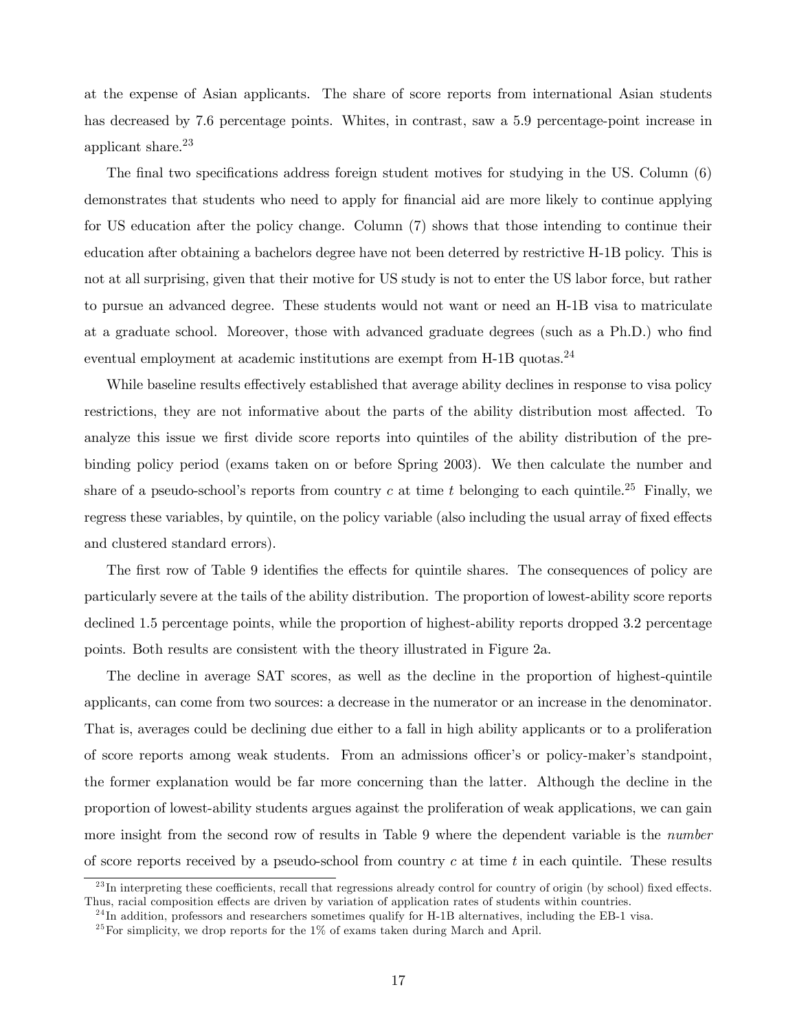at the expense of Asian applicants. The share of score reports from international Asian students has decreased by 7.6 percentage points. Whites, in contrast, saw a 5.9 percentage-point increase in applicant share.[23]

The final two specifications address foreign student motives for studying in the US. Column (6) demonstrates that students who need to apply for financial aid are more likely to continue applying for US education after the policy change. Column (7) shows that those intending to continue their education after obtaining a bachelors degree have not been deterred by restrictive H-1B policy. This is not at all surprising, given that their motive for US study is not to enter the US labor force, but rather to pursue an advanced degree. These students would not want or need an H-1B visa to matriculate at a graduate school. Moreover, those with advanced graduate degrees (such as a Ph.D.) who find eventual employment at academic institutions are exempt from H-1B quotas.[24]

While baseline results effectively established that average ability declines in response to visa policy restrictions, they are not informative about the parts of the ability distribution most affected. To analyze this issue we first divide score reports into quintiles of the ability distribution of the pre-binding policy period (exams taken on or before Spring 2003). We then calculate the number and share of a pseudo-school's reports from country $c$ at time $t$ belonging to each quintile.[25] Finally, we regress these variables, by quintile, on the policy variable (also including the usual array of fixed effects and clustered standard errors).

The first row of Table 9 identifies the effects for quintile shares. The consequences of policy are particularly severe at the tails of the ability distribution. The proportion of lowest-ability score reports declined 1.5 percentage points, while the proportion of highest-ability reports dropped 3.2 percentage points. Both results are consistent with the theory illustrated in Figure 2a.

The decline in average SAT scores, as well as the decline in the proportion of highest-quintile applicants, can come from two sources: a decrease in the numerator or an increase in the denominator. That is, averages could be declining due either to a fall in high ability applicants or to a proliferation of score reports among weak students. From an admissions officer's or policy-maker's standpoint, the former explanation would be far more concerning than the latter. Although the decline in the proportion of lowest-ability students argues against the proliferation of weak applications, we can gain more insight from the second row of results in Table 9 where the dependent variable is the *number* of score reports received by a pseudo-school from country $c$ at time $t$ in each quintile. These results

[23] In interpreting these coefficients, recall that regressions already control for country of origin (by school) fixed effects. Thus, racial composition effects are driven by variation of application rates of students within countries.

[24] In addition, professors and researchers sometimes qualify for H-1B alternatives, including the EB-1 visa.

[25] For simplicity, we drop reports for the 1% of exams taken during March and April.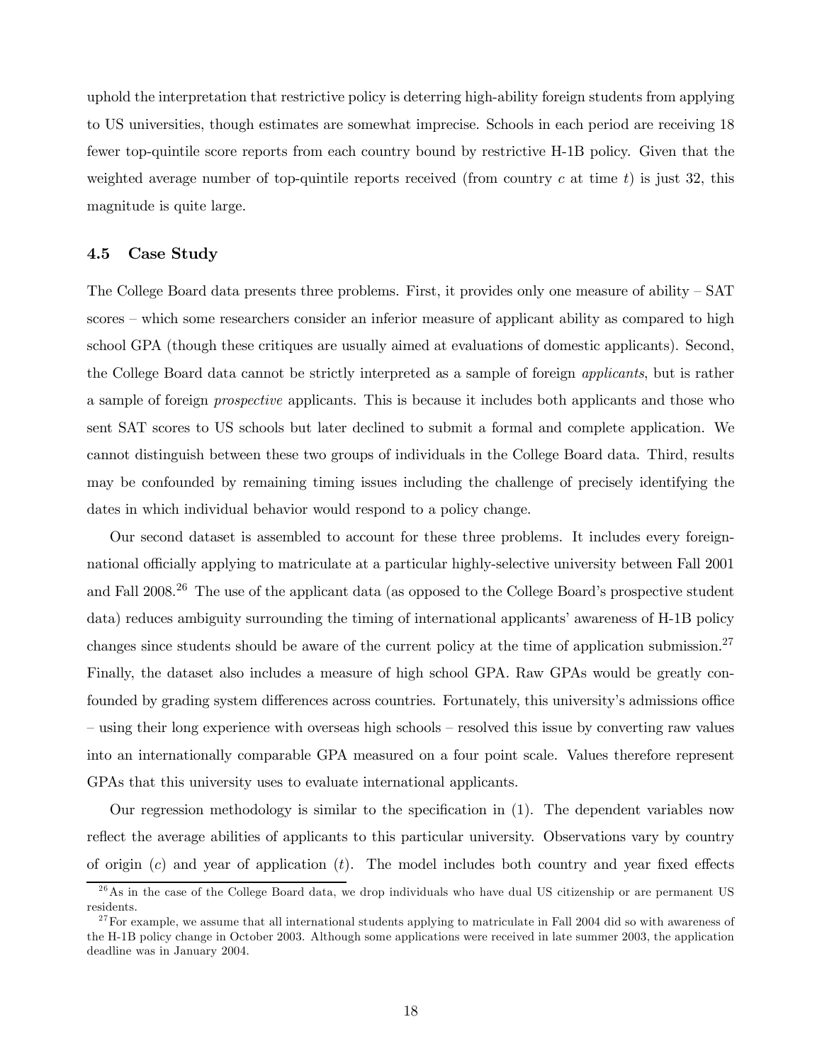uphold the interpretation that restrictive policy is deterring high-ability foreign students from applying to US universities, though estimates are somewhat imprecise. Schools in each period are receiving 18 fewer top-quintile score reports from each country bound by restrictive H-1B policy. Given that the weighted average number of top-quintile reports received (from country $c$ at time $t$) is just 32, this magnitude is quite large.

### 4.5 Case Study

The College Board data presents three problems. First, it provides only one measure of ability – SAT scores – which some researchers consider an inferior measure of applicant ability as compared to high school GPA (though these critiques are usually aimed at evaluations of domestic applicants). Second, the College Board data cannot be strictly interpreted as a sample of foreign *applicants*, but is rather a sample of foreign *prospective* applicants. This is because it includes both applicants and those who sent SAT scores to US schools but later declined to submit a formal and complete application. We cannot distinguish between these two groups of individuals in the College Board data. Third, results may be confounded by remaining timing issues including the challenge of precisely identifying the dates in which individual behavior would respond to a policy change.

Our second dataset is assembled to account for these three problems. It includes every foreign-national officially applying to matriculate at a particular highly-selective university between Fall 2001 and Fall 2008.[26] The use of the applicant data (as opposed to the College Board's prospective student data) reduces ambiguity surrounding the timing of international applicants' awareness of H-1B policy changes since students should be aware of the current policy at the time of application submission.[27] Finally, the dataset also includes a measure of high school GPA. Raw GPAs would be greatly confounded by grading system differences across countries. Fortunately, this university's admissions office – using their long experience with overseas high schools – resolved this issue by converting raw values into an internationally comparable GPA measured on a four point scale. Values therefore represent GPAs that this university uses to evaluate international applicants.

Our regression methodology is similar to the specification in (1). The dependent variables now reflect the average abilities of applicants to this particular university. Observations vary by country of origin ($c$) and year of application ($t$). The model includes both country and year fixed effects

[26] As in the case of the College Board data, we drop individuals who have dual US citizenship or are permanent US residents.

[27] For example, we assume that all international students applying to matriculate in Fall 2004 did so with awareness of the H-1B policy change in October 2003. Although some applications were received in late summer 2003, the application deadline was in January 2004.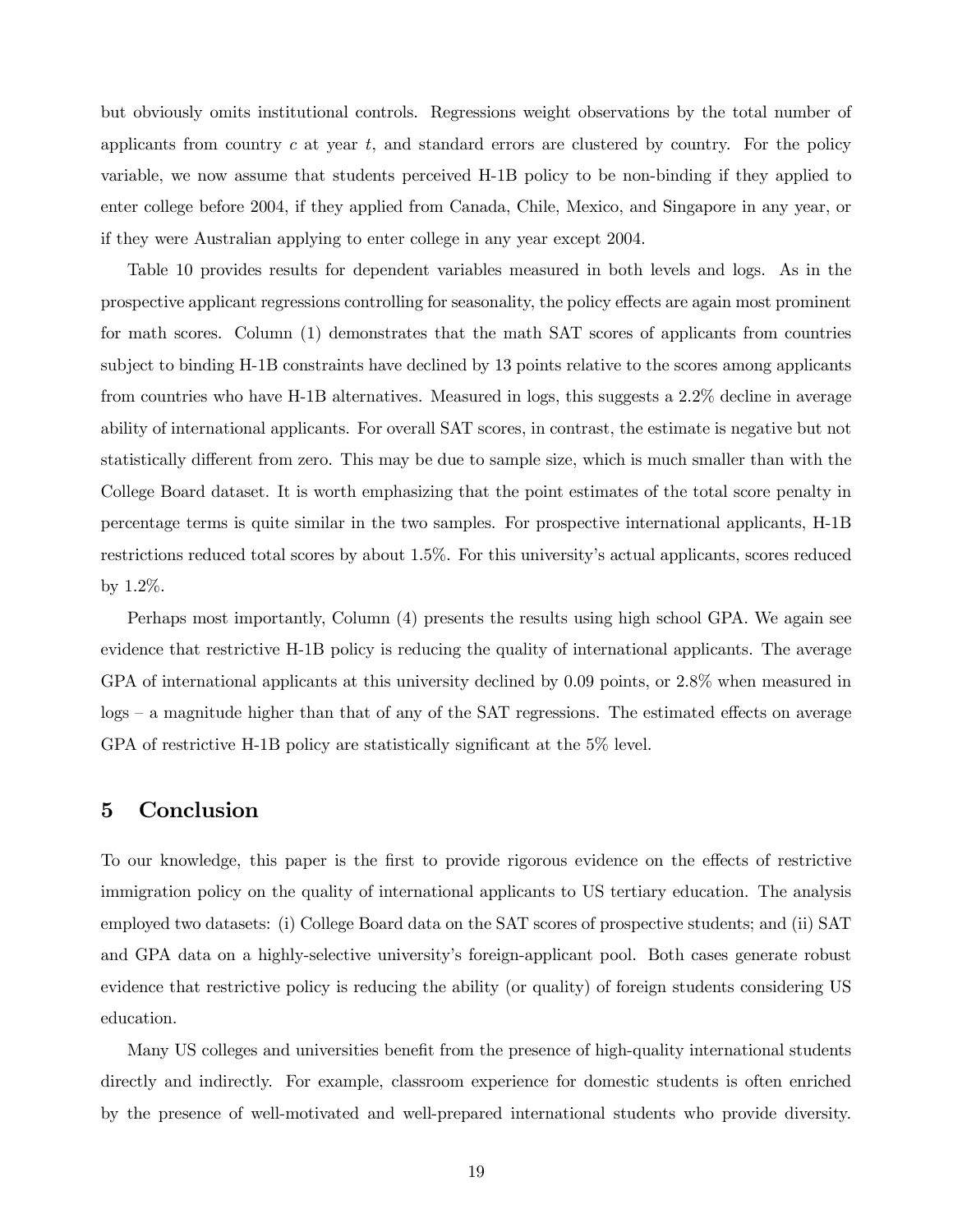but obviously omits institutional controls. Regressions weight observations by the total number of applicants from country $c$ at year $t$, and standard errors are clustered by country. For the policy variable, we now assume that students perceived H-1B policy to be non-binding if they applied to enter college before 2004, if they applied from Canada, Chile, Mexico, and Singapore in any year, or if they were Australian applying to enter college in any year except 2004.

Table 10 provides results for dependent variables measured in both levels and logs. As in the prospective applicant regressions controlling for seasonality, the policy effects are again most prominent for math scores. Column (1) demonstrates that the math SAT scores of applicants from countries subject to binding H-1B constraints have declined by 13 points relative to the scores among applicants from countries who have H-1B alternatives. Measured in logs, this suggests a 2.2% decline in average ability of international applicants. For overall SAT scores, in contrast, the estimate is negative but not statistically different from zero. This may be due to sample size, which is much smaller than with the College Board dataset. It is worth emphasizing that the point estimates of the total score penalty in percentage terms is quite similar in the two samples. For prospective international applicants, H-1B restrictions reduced total scores by about 1.5%. For this university's actual applicants, scores reduced by 1.2%.

Perhaps most importantly, Column (4) presents the results using high school GPA. We again see evidence that restrictive H-1B policy is reducing the quality of international applicants. The average GPA of international applicants at this university declined by 0.09 points, or 2.8% when measured in logs – a magnitude higher than that of any of the SAT regressions. The estimated effects on average GPA of restrictive H-1B policy are statistically significant at the 5% level.

# 5 Conclusion

To our knowledge, this paper is the first to provide rigorous evidence on the effects of restrictive immigration policy on the quality of international applicants to US tertiary education. The analysis employed two datasets: (i) College Board data on the SAT scores of prospective students; and (ii) SAT and GPA data on a highly-selective university's foreign-applicant pool. Both cases generate robust evidence that restrictive policy is reducing the ability (or quality) of foreign students considering US education.

Many US colleges and universities benefit from the presence of high-quality international students directly and indirectly. For example, classroom experience for domestic students is often enriched by the presence of well-motivated and well-prepared international students who provide diversity.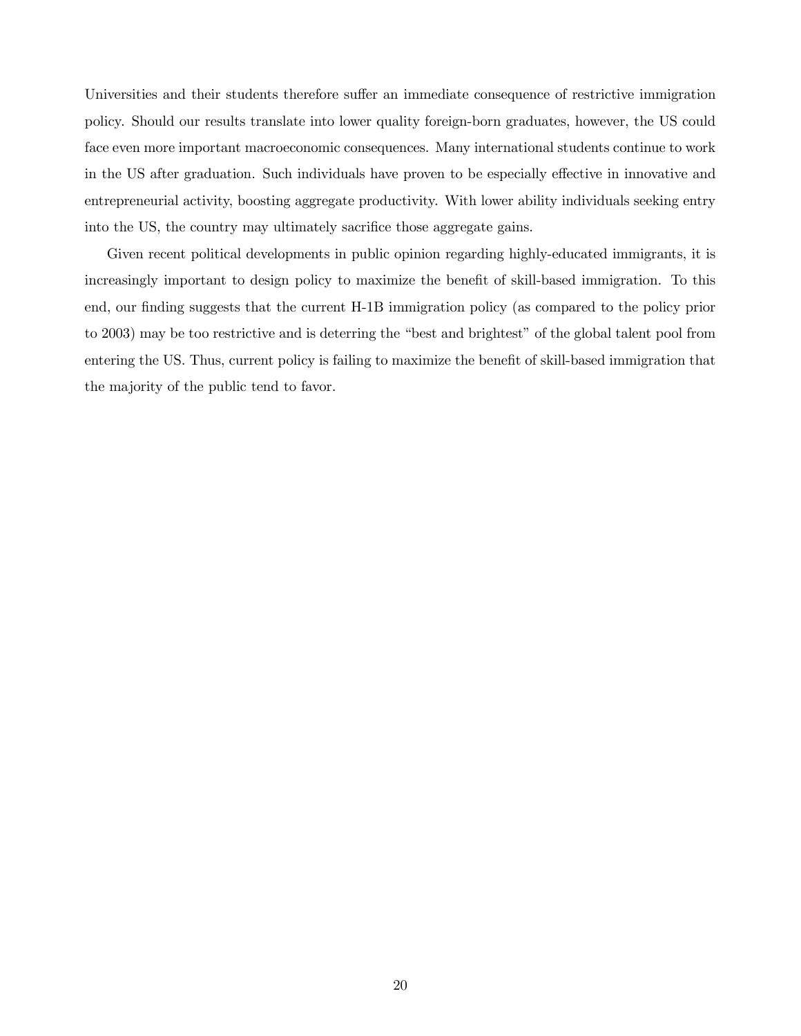Universities and their students therefore suffer an immediate consequence of restrictive immigration policy. Should our results translate into lower quality foreign-born graduates, however, the US could face even more important macroeconomic consequences. Many international students continue to work in the US after graduation. Such individuals have proven to be especially effective in innovative and entrepreneurial activity, boosting aggregate productivity. With lower ability individuals seeking entry into the US, the country may ultimately sacrifice those aggregate gains.

Given recent political developments in public opinion regarding highly-educated immigrants, it is increasingly important to design policy to maximize the benefit of skill-based immigration. To this end, our finding suggests that the current H-1B immigration policy (as compared to the policy prior to 2003) may be too restrictive and is deterring the "best and brightest" of the global talent pool from entering the US. Thus, current policy is failing to maximize the benefit of skill-based immigration that the majority of the public tend to favor.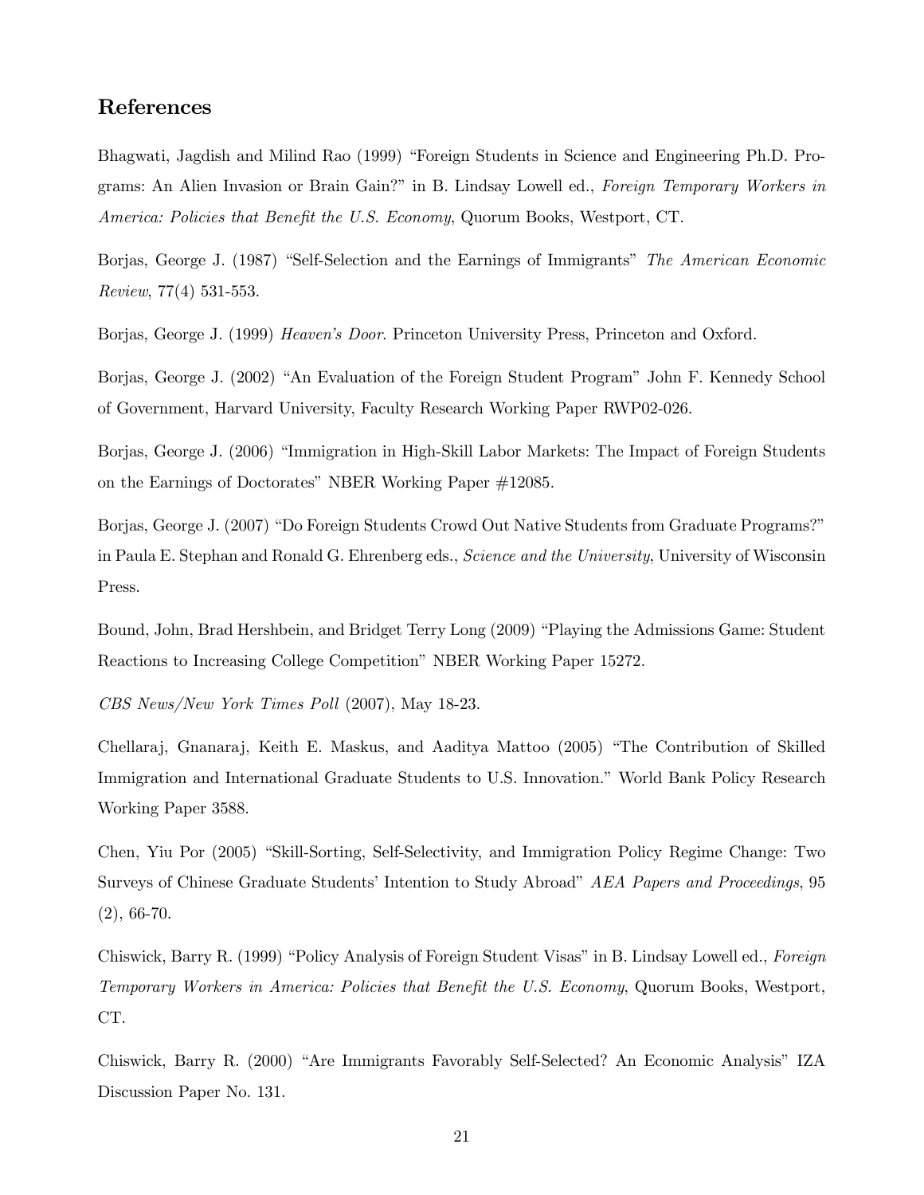## References

Bhagwati, Jagdish and Milind Rao (1999) "Foreign Students in Science and Engineering Ph.D. Programs: An Alien Invasion or Brain Gain?" in B. Lindsay Lowell ed., *Foreign Temporary Workers in America: Policies that Benefit the U.S. Economy*, Quorum Books, Westport, CT.

Borjas, George J. (1987) "Self-Selection and the Earnings of Immigrants" *The American Economic Review*, 77(4) 531-553.

Borjas, George J. (1999) *Heaven's Door*. Princeton University Press, Princeton and Oxford.

Borjas, George J. (2002) "An Evaluation of the Foreign Student Program" John F. Kennedy School of Government, Harvard University, Faculty Research Working Paper RWP02-026.

Borjas, George J. (2006) "Immigration in High-Skill Labor Markets: The Impact of Foreign Students on the Earnings of Doctorates" NBER Working Paper #12085.

Borjas, George J. (2007) "Do Foreign Students Crowd Out Native Students from Graduate Programs?" in Paula E. Stephan and Ronald G. Ehrenberg eds., *Science and the University*, University of Wisconsin Press.

Bound, John, Brad Hershbein, and Bridget Terry Long (2009) "Playing the Admissions Game: Student Reactions to Increasing College Competition" NBER Working Paper 15272.

*CBS News/New York Times Poll* (2007), May 18-23.

Chellaraj, Gnanaraj, Keith E. Maskus, and Aaditya Mattoo (2005) "The Contribution of Skilled Immigration and International Graduate Students to U.S. Innovation." World Bank Policy Research Working Paper 3588.

Chen, Yiu Por (2005) "Skill-Sorting, Self-Selectivity, and Immigration Policy Regime Change: Two Surveys of Chinese Graduate Students' Intention to Study Abroad" *AEA Papers and Proceedings*, 95 (2), 66-70.

Chiswick, Barry R. (1999) "Policy Analysis of Foreign Student Visas" in B. Lindsay Lowell ed., *Foreign Temporary Workers in America: Policies that Benefit the U.S. Economy*, Quorum Books, Westport, CT.

Chiswick, Barry R. (2000) "Are Immigrants Favorably Self-Selected? An Economic Analysis" IZA Discussion Paper No. 131.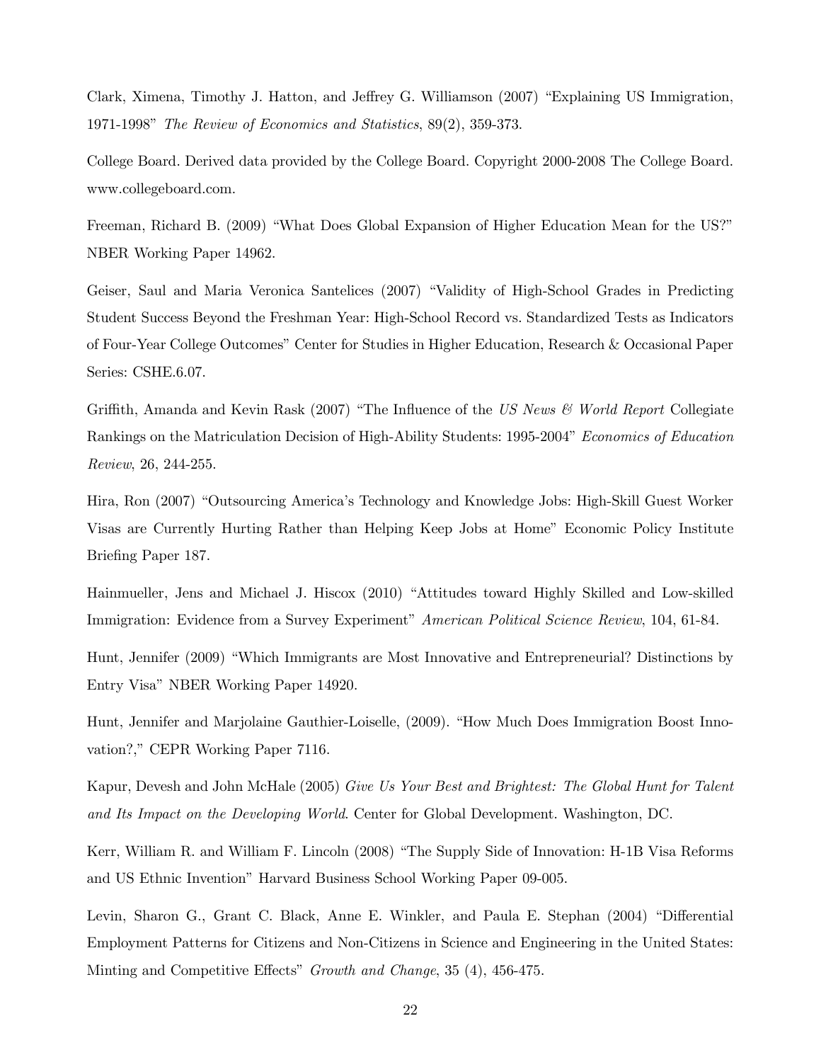Clark, Ximena, Timothy J. Hatton, and Jeffrey G. Williamson (2007) "Explaining US Immigration, 1971-1998" *The Review of Economics and Statistics*, 89(2), 359-373.

College Board. Derived data provided by the College Board. Copyright 2000-2008 The College Board. www.collegeboard.com.

Freeman, Richard B. (2009) "What Does Global Expansion of Higher Education Mean for the US?" NBER Working Paper 14962.

Geiser, Saul and Maria Veronica Santelices (2007) "Validity of High-School Grades in Predicting Student Success Beyond the Freshman Year: High-School Record vs. Standardized Tests as Indicators of Four-Year College Outcomes" Center for Studies in Higher Education, Research & Occasional Paper Series: CSHE.6.07.

Griffith, Amanda and Kevin Rask (2007) "The Influence of the *US News & World Report* Collegiate Rankings on the Matriculation Decision of High-Ability Students: 1995-2004" *Economics of Education Review*, 26, 244-255.

Hira, Ron (2007) "Outsourcing America's Technology and Knowledge Jobs: High-Skill Guest Worker Visas are Currently Hurting Rather than Helping Keep Jobs at Home" Economic Policy Institute Briefing Paper 187.

Hainmueller, Jens and Michael J. Hiscox (2010) "Attitudes toward Highly Skilled and Low-skilled Immigration: Evidence from a Survey Experiment" *American Political Science Review*, 104, 61-84.

Hunt, Jennifer (2009) "Which Immigrants are Most Innovative and Entrepreneurial? Distinctions by Entry Visa" NBER Working Paper 14920.

Hunt, Jennifer and Marjolaine Gauthier-Loiselle, (2009). "How Much Does Immigration Boost Innovation?," CEPR Working Paper 7116.

Kapur, Devesh and John McHale (2005) *Give Us Your Best and Brightest: The Global Hunt for Talent and Its Impact on the Developing World*. Center for Global Development. Washington, DC.

Kerr, William R. and William F. Lincoln (2008) "The Supply Side of Innovation: H-1B Visa Reforms and US Ethnic Invention" Harvard Business School Working Paper 09-005.

Levin, Sharon G., Grant C. Black, Anne E. Winkler, and Paula E. Stephan (2004) "Differential Employment Patterns for Citizens and Non-Citizens in Science and Engineering in the United States: Minting and Competitive Effects" *Growth and Change*, 35 (4), 456-475.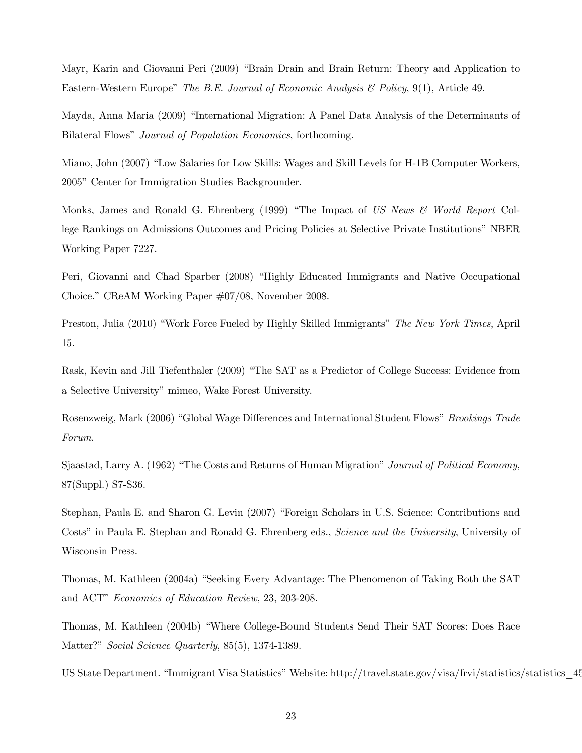Mayr, Karin and Giovanni Peri (2009) "Brain Drain and Brain Return: Theory and Application to Eastern-Western Europe" *The B.E. Journal of Economic Analysis & Policy*, 9(1), Article 49.

Mayda, Anna Maria (2009) "International Migration: A Panel Data Analysis of the Determinants of Bilateral Flows" *Journal of Population Economics*, forthcoming.

Miano, John (2007) "Low Salaries for Low Skills: Wages and Skill Levels for H-1B Computer Workers, 2005" Center for Immigration Studies Backgrounder.

Monks, James and Ronald G. Ehrenberg (1999) "The Impact of *US News & World Report* College Rankings on Admissions Outcomes and Pricing Policies at Selective Private Institutions" NBER Working Paper 7227.

Peri, Giovanni and Chad Sparber (2008) "Highly Educated Immigrants and Native Occupational Choice." CReAM Working Paper #07/08, November 2008.

Preston, Julia (2010) "Work Force Fueled by Highly Skilled Immigrants" *The New York Times*, April 15.

Rask, Kevin and Jill Tiefenthaler (2009) "The SAT as a Predictor of College Success: Evidence from a Selective University" mimeo, Wake Forest University.

Rosenzweig, Mark (2006) "Global Wage Differences and International Student Flows" *Brookings Trade Forum*.

Sjaastad, Larry A. (1962) "The Costs and Returns of Human Migration" *Journal of Political Economy*, 87(Suppl.) S7-S36.

Stephan, Paula E. and Sharon G. Levin (2007) "Foreign Scholars in U.S. Science: Contributions and Costs" in Paula E. Stephan and Ronald G. Ehrenberg eds., *Science and the University*, University of Wisconsin Press.

Thomas, M. Kathleen (2004a) "Seeking Every Advantage: The Phenomenon of Taking Both the SAT and ACT" *Economics of Education Review*, 23, 203-208.

Thomas, M. Kathleen (2004b) "Where College-Bound Students Send Their SAT Scores: Does Race Matter?" *Social Science Quarterly*, 85(5), 1374-1389.

US State Department. "Immigrant Visa Statistics" Website: http://travel.state.gov/visa/frvi/statistics/statistics_45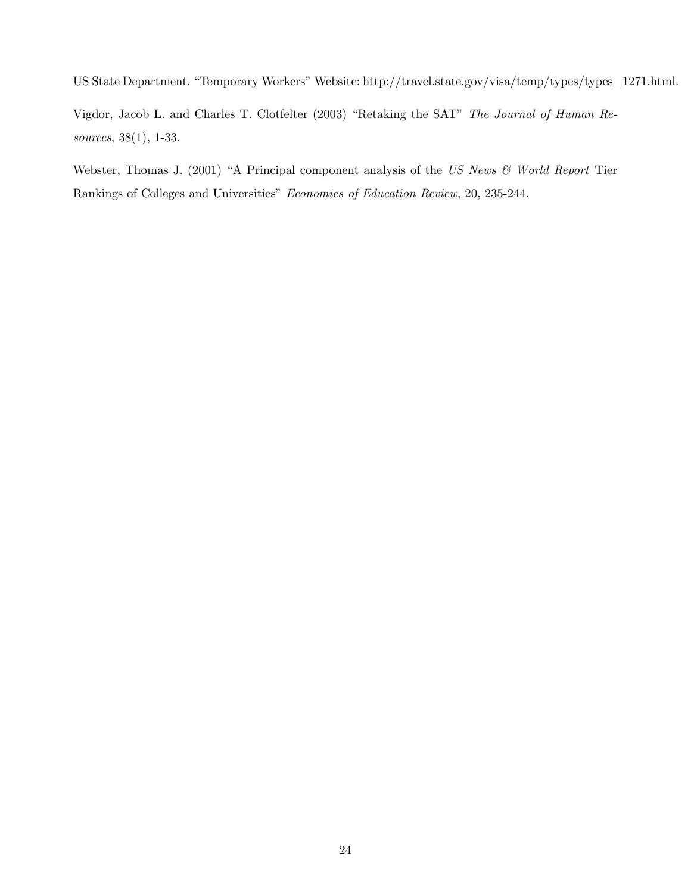US State Department. "Temporary Workers" Website: http://travel.state.gov/visa/temp/types/types_1271.html.

Vigdor, Jacob L. and Charles T. Clotfelter (2003) "Retaking the SAT" *The Journal of Human Resources*, 38(1), 1-33.

Webster, Thomas J. (2001) "A Principal component analysis of the *US News & World Report* Tier Rankings of Colleges and Universities" *Economics of Education Review*, 20, 235-244.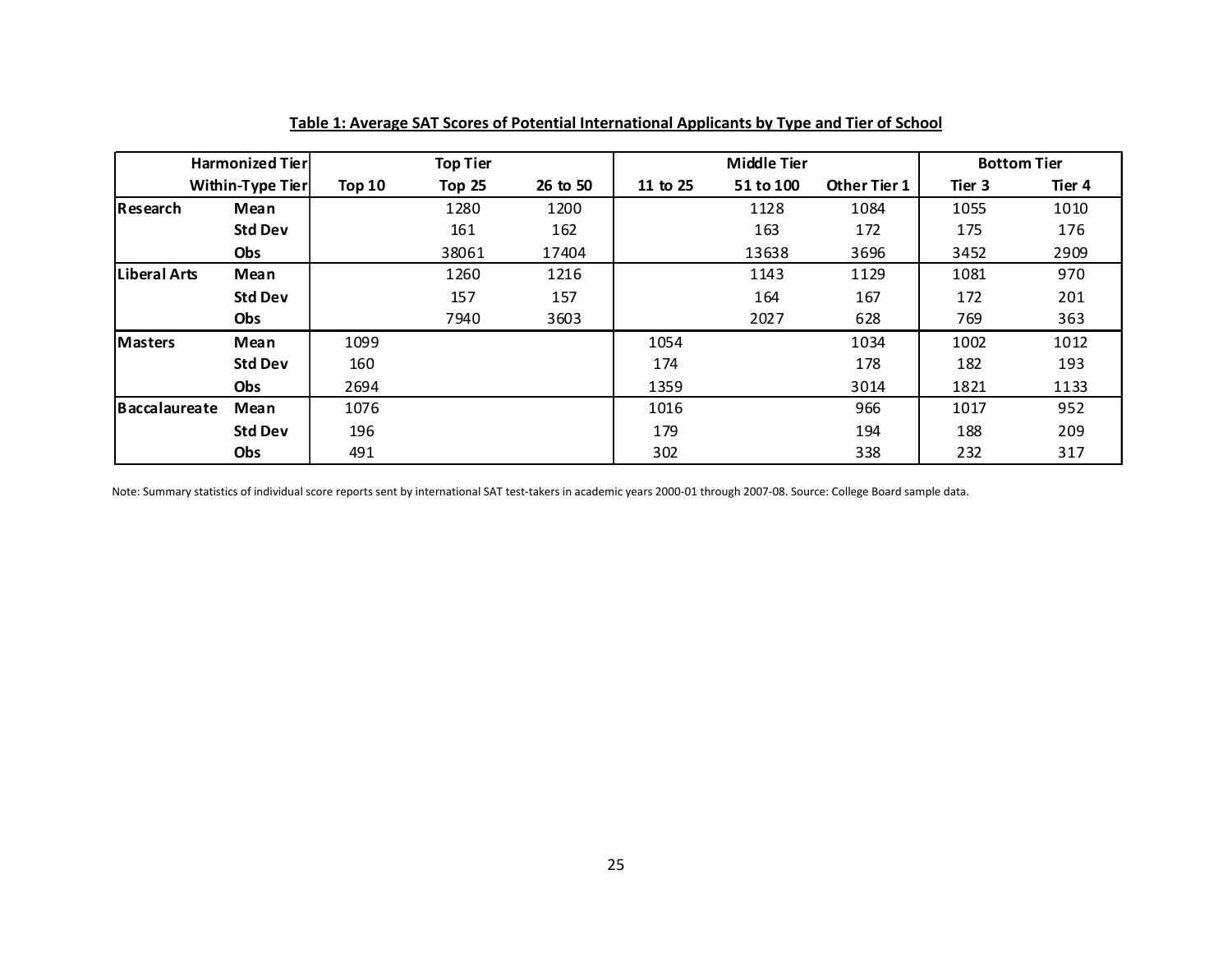**Table 1: Average SAT Scores of Potential International Applicants by Type and Tier of School**

| Harmonized Tier | | Top Tier | | | Middle Tier | | | Bottom Tier | |
|---|---|---|---|---|---|---|---|---|---|
| Within-Type Tier | | Top 10 | Top 25 | 26 to 50 | 11 to 25 | 51 to 100 | Other Tier 1 | Tier 3 | Tier 4 |
| **Research** | **Mean** | | 1280 | 1200 | | 1128 | 1084 | 1055 | 1010 |
| | **Std Dev** | | 161 | 162 | | 163 | 172 | 175 | 176 |
| | **Obs** | | 38061 | 17404 | | 13638 | 3696 | 3452 | 2909 |
| **Liberal Arts** | **Mean** | | 1260 | 1216 | | 1143 | 1129 | 1081 | 970 |
| | **Std Dev** | | 157 | 157 | | 164 | 167 | 172 | 201 |
| | **Obs** | | 7940 | 3603 | | 2027 | 628 | 769 | 363 |
| **Masters** | **Mean** | 1099 | | | 1054 | | 1034 | 1002 | 1012 |
| | **Std Dev** | 160 | | | 174 | | 178 | 182 | 193 |
| | **Obs** | 2694 | | | 1359 | | 3014 | 1821 | 1133 |
| **Baccalaureate** | **Mean** | 1076 | | | 1016 | | 966 | 1017 | 952 |
| | **Std Dev** | 196 | | | 179 | | 194 | 188 | 209 |
| | **Obs** | 491 | | | 302 | | 338 | 232 | 317 |

Note: Summary statistics of individual score reports sent by international SAT test-takers in academic years 2000-01 through 2007-08. Source: College Board sample data.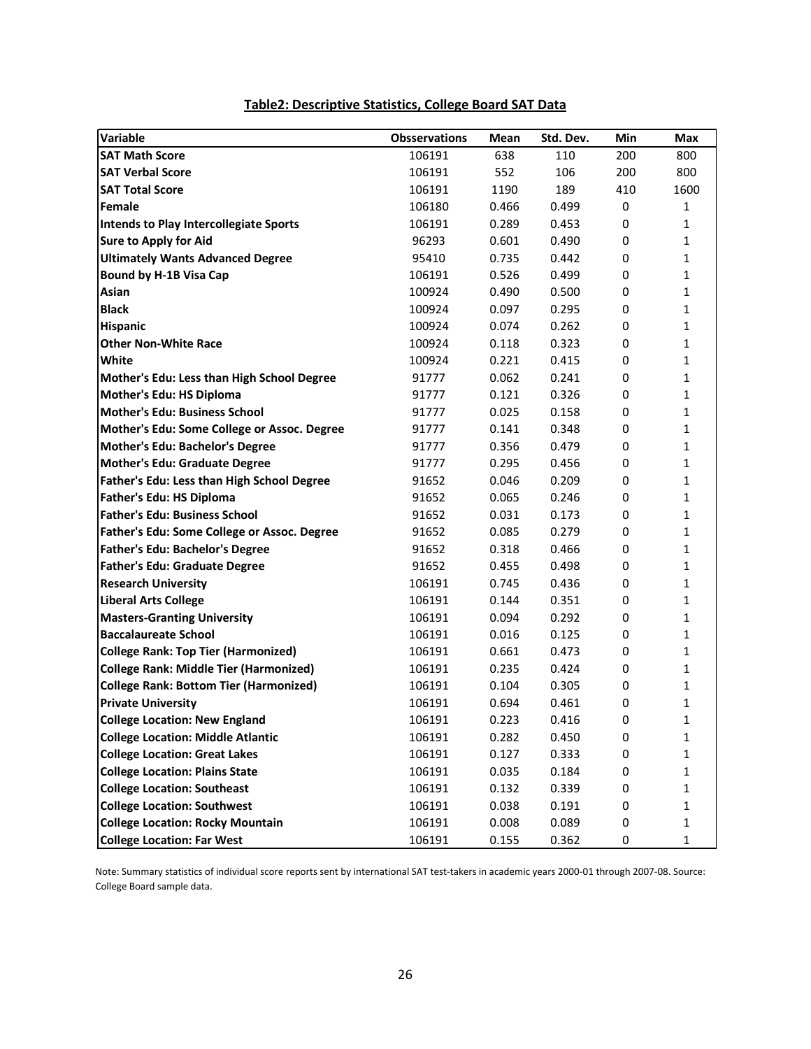**Table2: Descriptive Statistics, College Board SAT Data**

| Variable | Obsservations | Mean | Std. Dev. | Min | Max |
|---|---|---|---|---|---|
| **SAT Math Score** | 106191 | 638 | 110 | 200 | 800 |
| **SAT Verbal Score** | 106191 | 552 | 106 | 200 | 800 |
| **SAT Total Score** | 106191 | 1190 | 189 | 410 | 1600 |
| **Female** | 106180 | 0.466 | 0.499 | 0 | 1 |
| **Intends to Play Intercollegiate Sports** | 106191 | 0.289 | 0.453 | 0 | 1 |
| **Sure to Apply for Aid** | 96293 | 0.601 | 0.490 | 0 | 1 |
| **Ultimately Wants Advanced Degree** | 95410 | 0.735 | 0.442 | 0 | 1 |
| **Bound by H-1B Visa Cap** | 106191 | 0.526 | 0.499 | 0 | 1 |
| **Asian** | 100924 | 0.490 | 0.500 | 0 | 1 |
| **Black** | 100924 | 0.097 | 0.295 | 0 | 1 |
| **Hispanic** | 100924 | 0.074 | 0.262 | 0 | 1 |
| **Other Non-White Race** | 100924 | 0.118 | 0.323 | 0 | 1 |
| **White** | 100924 | 0.221 | 0.415 | 0 | 1 |
| **Mother's Edu: Less than High School Degree** | 91777 | 0.062 | 0.241 | 0 | 1 |
| **Mother's Edu: HS Diploma** | 91777 | 0.121 | 0.326 | 0 | 1 |
| **Mother's Edu: Business School** | 91777 | 0.025 | 0.158 | 0 | 1 |
| **Mother's Edu: Some College or Assoc. Degree** | 91777 | 0.141 | 0.348 | 0 | 1 |
| **Mother's Edu: Bachelor's Degree** | 91777 | 0.356 | 0.479 | 0 | 1 |
| **Mother's Edu: Graduate Degree** | 91777 | 0.295 | 0.456 | 0 | 1 |
| **Father's Edu: Less than High School Degree** | 91652 | 0.046 | 0.209 | 0 | 1 |
| **Father's Edu: HS Diploma** | 91652 | 0.065 | 0.246 | 0 | 1 |
| **Father's Edu: Business School** | 91652 | 0.031 | 0.173 | 0 | 1 |
| **Father's Edu: Some College or Assoc. Degree** | 91652 | 0.085 | 0.279 | 0 | 1 |
| **Father's Edu: Bachelor's Degree** | 91652 | 0.318 | 0.466 | 0 | 1 |
| **Father's Edu: Graduate Degree** | 91652 | 0.455 | 0.498 | 0 | 1 |
| **Research University** | 106191 | 0.745 | 0.436 | 0 | 1 |
| **Liberal Arts College** | 106191 | 0.144 | 0.351 | 0 | 1 |
| **Masters-Granting University** | 106191 | 0.094 | 0.292 | 0 | 1 |
| **Baccalaureate School** | 106191 | 0.016 | 0.125 | 0 | 1 |
| **College Rank: Top Tier (Harmonized)** | 106191 | 0.661 | 0.473 | 0 | 1 |
| **College Rank: Middle Tier (Harmonized)** | 106191 | 0.235 | 0.424 | 0 | 1 |
| **College Rank: Bottom Tier (Harmonized)** | 106191 | 0.104 | 0.305 | 0 | 1 |
| **Private University** | 106191 | 0.694 | 0.461 | 0 | 1 |
| **College Location: New England** | 106191 | 0.223 | 0.416 | 0 | 1 |
| **College Location: Middle Atlantic** | 106191 | 0.282 | 0.450 | 0 | 1 |
| **College Location: Great Lakes** | 106191 | 0.127 | 0.333 | 0 | 1 |
| **College Location: Plains State** | 106191 | 0.035 | 0.184 | 0 | 1 |
| **College Location: Southeast** | 106191 | 0.132 | 0.339 | 0 | 1 |
| **College Location: Southwest** | 106191 | 0.038 | 0.191 | 0 | 1 |
| **College Location: Rocky Mountain** | 106191 | 0.008 | 0.089 | 0 | 1 |
| **College Location: Far West** | 106191 | 0.155 | 0.362 | 0 | 1 |

Note: Summary statistics of individual score reports sent by international SAT test-takers in academic years 2000-01 through 2007-08. Source: College Board sample data.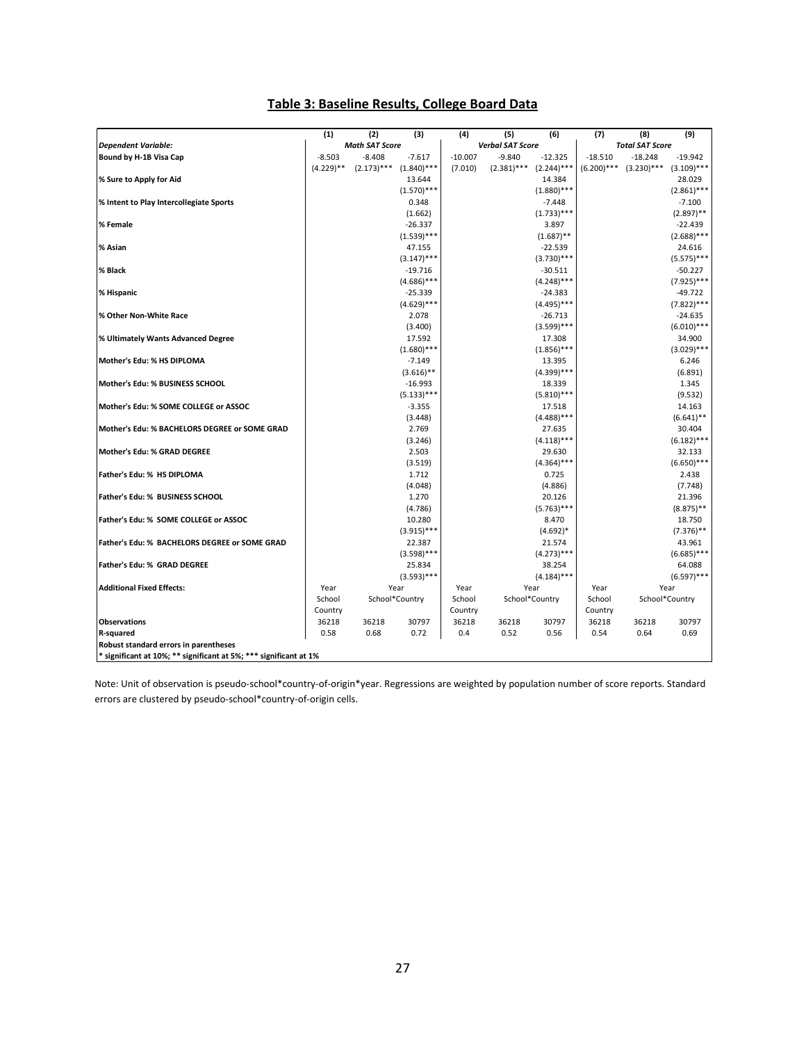## Table 3: Baseline Results, College Board Data

| | (1) | (2) | (3) | (4) | (5) | (6) | (7) | (8) | (9) |
|---|---|---|---|---|---|---|---|---|---|
| *Dependent Variable:* | *Math SAT Score* | | | *Verbal SAT Score* | | | *Total SAT Score* | | |
| **Bound by H-1B Visa Cap** | -8.503 | -8.408 | -7.617 | -10.007 | -9.840 | -12.325 | -18.510 | -18.248 | -19.942 |
| | (4.229)** | (2.173)*** | (1.840)*** | (7.010) | (2.381)*** | (2.244)*** | (6.200)*** | (3.230)*** | (3.109)*** |
| **% Sure to Apply for Aid** | | | 13.644 | | | 14.384 | | | 28.029 |
| | | | (1.570)*** | | | (1.880)*** | | | (2.861)*** |
| **% Intent to Play Intercollegiate Sports** | | | 0.348 | | | -7.448 | | | -7.100 |
| | | | (1.662) | | | (1.733)*** | | | (2.897)** |
| **% Female** | | | -26.337 | | | 3.897 | | | -22.439 |
| | | | (1.539)*** | | | (1.687)** | | | (2.688)*** |
| **% Asian** | | | 47.155 | | | -22.539 | | | 24.616 |
| | | | (3.147)*** | | | (3.730)*** | | | (5.575)*** |
| **% Black** | | | -19.716 | | | -30.511 | | | -50.227 |
| | | | (4.686)*** | | | (4.248)*** | | | (7.925)*** |
| **% Hispanic** | | | -25.339 | | | -24.383 | | | -49.722 |
| | | | (4.629)*** | | | (4.495)*** | | | (7.822)*** |
| **% Other Non-White Race** | | | 2.078 | | | -26.713 | | | -24.635 |
| | | | (3.400) | | | (3.599)*** | | | (6.010)*** |
| **% Ultimately Wants Advanced Degree** | | | 17.592 | | | 17.308 | | | 34.900 |
| | | | (1.680)*** | | | (1.856)*** | | | (3.029)*** |
| **Mother's Edu: % HS DIPLOMA** | | | -7.149 | | | 13.395 | | | 6.246 |
| | | | (3.616)** | | | (4.399)*** | | | (6.891) |
| **Mother's Edu: % BUSINESS SCHOOL** | | | -16.993 | | | 18.339 | | | 1.345 |
| | | | (5.133)*** | | | (5.810)*** | | | (9.532) |
| **Mother's Edu: % SOME COLLEGE or ASSOC** | | | -3.355 | | | 17.518 | | | 14.163 |
| | | | (3.448) | | | (4.488)*** | | | (6.641)** |
| **Mother's Edu: % BACHELORS DEGREE or SOME GRAD** | | | 2.769 | | | 27.635 | | | 30.404 |
| | | | (3.246) | | | (4.118)*** | | | (6.182)*** |
| **Mother's Edu: % GRAD DEGREE** | | | 2.503 | | | 29.630 | | | 32.133 |
| | | | (3.519) | | | (4.364)*** | | | (6.650)*** |
| **Father's Edu: % HS DIPLOMA** | | | 1.712 | | | 0.725 | | | 2.438 |
| | | | (4.048) | | | (4.886) | | | (7.748) |
| **Father's Edu: % BUSINESS SCHOOL** | | | 1.270 | | | 20.126 | | | 21.396 |
| | | | (4.786) | | | (5.763)*** | | | (8.875)** |
| **Father's Edu: % SOME COLLEGE or ASSOC** | | | 10.280 | | | 8.470 | | | 18.750 |
| | | | (3.915)*** | | | (4.692)* | | | (7.376)** |
| **Father's Edu: % BACHELORS DEGREE or SOME GRAD** | | | 22.387 | | | 21.574 | | | 43.961 |
| | | | (3.598)*** | | | (4.273)*** | | | (6.685)*** |
| **Father's Edu: % GRAD DEGREE** | | | 25.834 | | | 38.254 | | | 64.088 |
| | | | (3.593)*** | | | (4.184)*** | | | (6.597)*** |
| **Additional Fixed Effects:** | Year | Year | | Year | Year | | Year | Year | |
| | School | School*Country | | School | School*Country | | School | School*Country | |
| | Country | | | Country | | | Country | | |
| **Observations** | 36218 | 36218 | 30797 | 36218 | 36218 | 30797 | 36218 | 36218 | 30797 |
| **R-squared** | 0.58 | 0.68 | 0.72 | 0.4 | 0.52 | 0.56 | 0.54 | 0.64 | 0.69 |

**Robust standard errors in parentheses**

**\* significant at 10%; ** significant at 5%; *** significant at 1%**

Note: Unit of observation is pseudo-school*country-of-origin*year. Regressions are weighted by population number of score reports. Standard errors are clustered by pseudo-school*country-of-origin cells.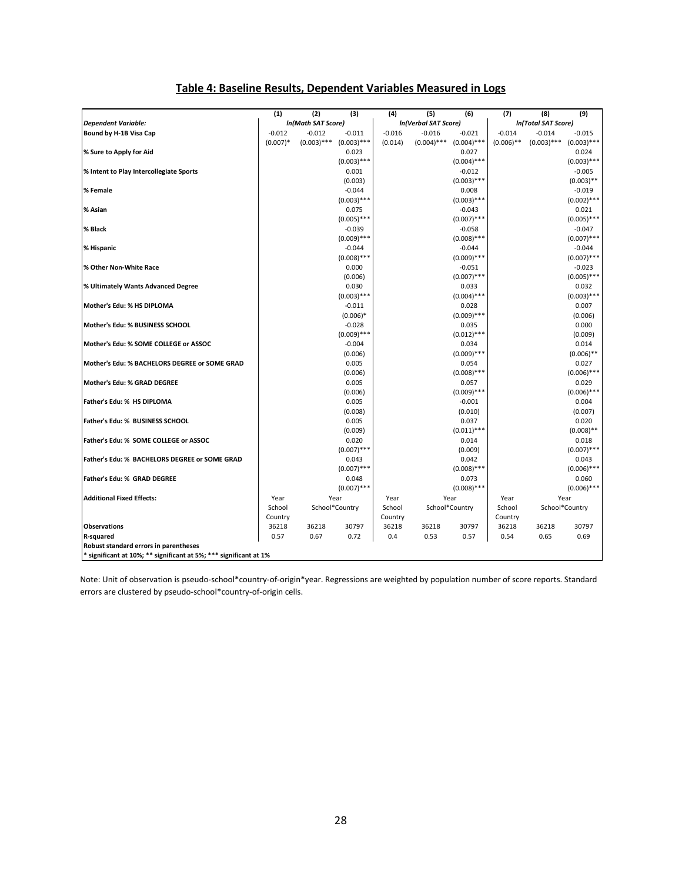## Table 4: Baseline Results, Dependent Variables Measured in Logs

| | (1) | (2) | (3) | (4) | (5) | (6) | (7) | (8) | (9) |
|---|---|---|---|---|---|---|---|---|---|
| *Dependent Variable:* | *ln(Math SAT Score)* | | | *ln(Verbal SAT Score)* | | | *ln(Total SAT Score)* | | |
| **Bound by H-1B Visa Cap** | -0.012 | -0.012 | -0.011 | -0.016 | -0.016 | -0.021 | -0.014 | -0.014 | -0.015 |
| | (0.007)* | (0.003)*** | (0.003)*** | (0.014) | (0.004)*** | (0.004)*** | (0.006)** | (0.003)*** | (0.003)*** |
| **% Sure to Apply for Aid** | | | 0.023 | | | 0.027 | | | 0.024 |
| | | | (0.003)*** | | | (0.004)*** | | | (0.003)*** |
| **% Intent to Play Intercollegiate Sports** | | | 0.001 | | | -0.012 | | | -0.005 |
| | | | (0.003) | | | (0.003)*** | | | (0.003)** |
| **% Female** | | | -0.044 | | | 0.008 | | | -0.019 |
| | | | (0.003)*** | | | (0.003)*** | | | (0.002)*** |
| **% Asian** | | | 0.075 | | | -0.043 | | | 0.021 |
| | | | (0.005)*** | | | (0.007)*** | | | (0.005)*** |
| **% Black** | | | -0.039 | | | -0.058 | | | -0.047 |
| | | | (0.009)*** | | | (0.008)*** | | | (0.007)*** |
| **% Hispanic** | | | -0.044 | | | -0.044 | | | -0.044 |
| | | | (0.008)*** | | | (0.009)*** | | | (0.007)*** |
| **% Other Non-White Race** | | | 0.000 | | | -0.051 | | | -0.023 |
| | | | (0.006) | | | (0.007)*** | | | (0.005)*** |
| **% Ultimately Wants Advanced Degree** | | | 0.030 | | | 0.033 | | | 0.032 |
| | | | (0.003)*** | | | (0.004)*** | | | (0.003)*** |
| **Mother's Edu: % HS DIPLOMA** | | | -0.011 | | | 0.028 | | | 0.007 |
| | | | (0.006)* | | | (0.009)*** | | | (0.006) |
| **Mother's Edu: % BUSINESS SCHOOL** | | | -0.028 | | | 0.035 | | | 0.000 |
| | | | (0.009)*** | | | (0.012)*** | | | (0.009) |
| **Mother's Edu: % SOME COLLEGE or ASSOC** | | | -0.004 | | | 0.034 | | | 0.014 |
| | | | (0.006) | | | (0.009)*** | | | (0.006)** |
| **Mother's Edu: % BACHELORS DEGREE or SOME GRAD** | | | 0.005 | | | 0.054 | | | 0.027 |
| | | | (0.006) | | | (0.008)*** | | | (0.006)*** |
| **Mother's Edu: % GRAD DEGREE** | | | 0.005 | | | 0.057 | | | 0.029 |
| | | | (0.006) | | | (0.009)*** | | | (0.006)*** |
| **Father's Edu: % HS DIPLOMA** | | | 0.005 | | | -0.001 | | | 0.004 |
| | | | (0.008) | | | (0.010) | | | (0.007) |
| **Father's Edu: % BUSINESS SCHOOL** | | | 0.005 | | | 0.037 | | | 0.020 |
| | | | (0.009) | | | (0.011)*** | | | (0.008)** |
| **Father's Edu: % SOME COLLEGE or ASSOC** | | | 0.020 | | | 0.014 | | | 0.018 |
| | | | (0.007)*** | | | (0.009) | | | (0.007)*** |
| **Father's Edu: % BACHELORS DEGREE or SOME GRAD** | | | 0.043 | | | 0.042 | | | 0.043 |
| | | | (0.007)*** | | | (0.008)*** | | | (0.006)*** |
| **Father's Edu: % GRAD DEGREE** | | | 0.048 | | | 0.073 | | | 0.060 |
| | | | (0.007)*** | | | (0.008)*** | | | (0.006)*** |
| **Additional Fixed Effects:** | Year | Year | | Year | Year | | Year | Year | |
| | School | School*Country | | School | School*Country | | School | School*Country | |
| | Country | | | Country | | | Country | | |
| **Observations** | 36218 | 36218 | 30797 | 36218 | 36218 | 30797 | 36218 | 36218 | 30797 |
| **R-squared** | 0.57 | 0.67 | 0.72 | 0.4 | 0.53 | 0.57 | 0.54 | 0.65 | 0.69 |

**Robust standard errors in parentheses**
**\* significant at 10%; \*\* significant at 5%; \*\*\* significant at 1%**

Note: Unit of observation is pseudo-school*country-of-origin*year. Regressions are weighted by population number of score reports. Standard errors are clustered by pseudo-school*country-of-origin cells.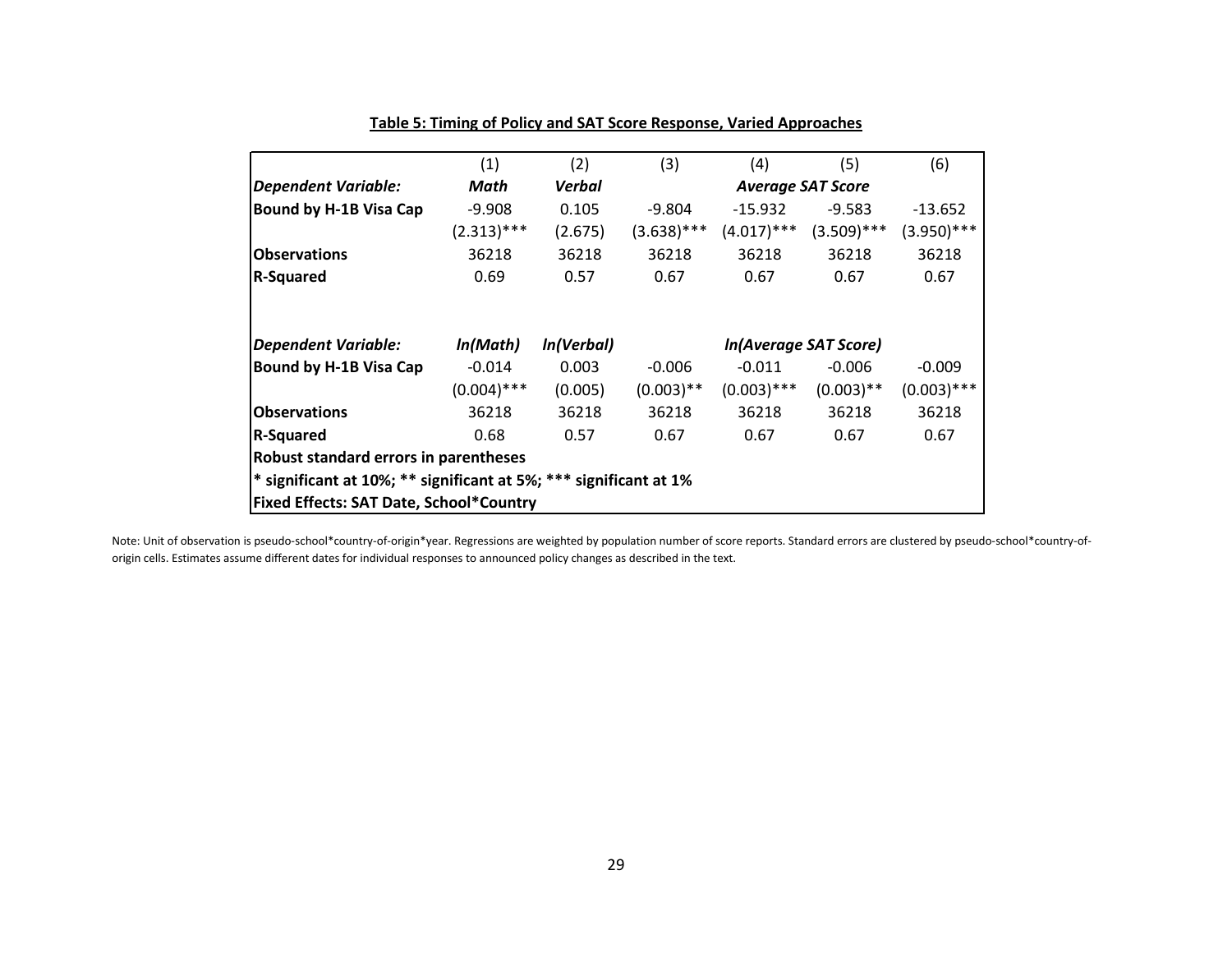**Table 5: Timing of Policy and SAT Score Response, Varied Approaches**

| | (1) | (2) | (3) | (4) | (5) | (6) |
|---|---|---|---|---|---|---|
| ***Dependent Variable:*** | ***Math*** | ***Verbal*** | | ***Average SAT Score*** | | |
| **Bound by H-1B Visa Cap** | -9.908 | 0.105 | -9.804 | -15.932 | -9.583 | -13.652 |
| | (2.313)*** | (2.675) | (3.638)*** | (4.017)*** | (3.509)*** | (3.950)*** |
| **Observations** | 36218 | 36218 | 36218 | 36218 | 36218 | 36218 |
| **R-Squared** | 0.69 | 0.57 | 0.67 | 0.67 | 0.67 | 0.67 |
| | | | | | | |
| ***Dependent Variable:*** | ***ln(Math)*** | ***ln(Verbal)*** | | ***ln(Average SAT Score)*** | | |
| **Bound by H-1B Visa Cap** | -0.014 | 0.003 | -0.006 | -0.011 | -0.006 | -0.009 |
| | (0.004)*** | (0.005) | (0.003)** | (0.003)*** | (0.003)** | (0.003)*** |
| **Observations** | 36218 | 36218 | 36218 | 36218 | 36218 | 36218 |
| **R-Squared** | 0.68 | 0.57 | 0.67 | 0.67 | 0.67 | 0.67 |
| **Robust standard errors in parentheses** | | | | | | |
| *** significant at 10%; ** significant at 5%; *** significant at 1%** | | | | | | |
| **Fixed Effects: SAT Date, School*Country** | | | | | | |

Note: Unit of observation is pseudo-school*country-of-origin*year. Regressions are weighted by population number of score reports. Standard errors are clustered by pseudo-school*country-of-origin cells. Estimates assume different dates for individual responses to announced policy changes as described in the text.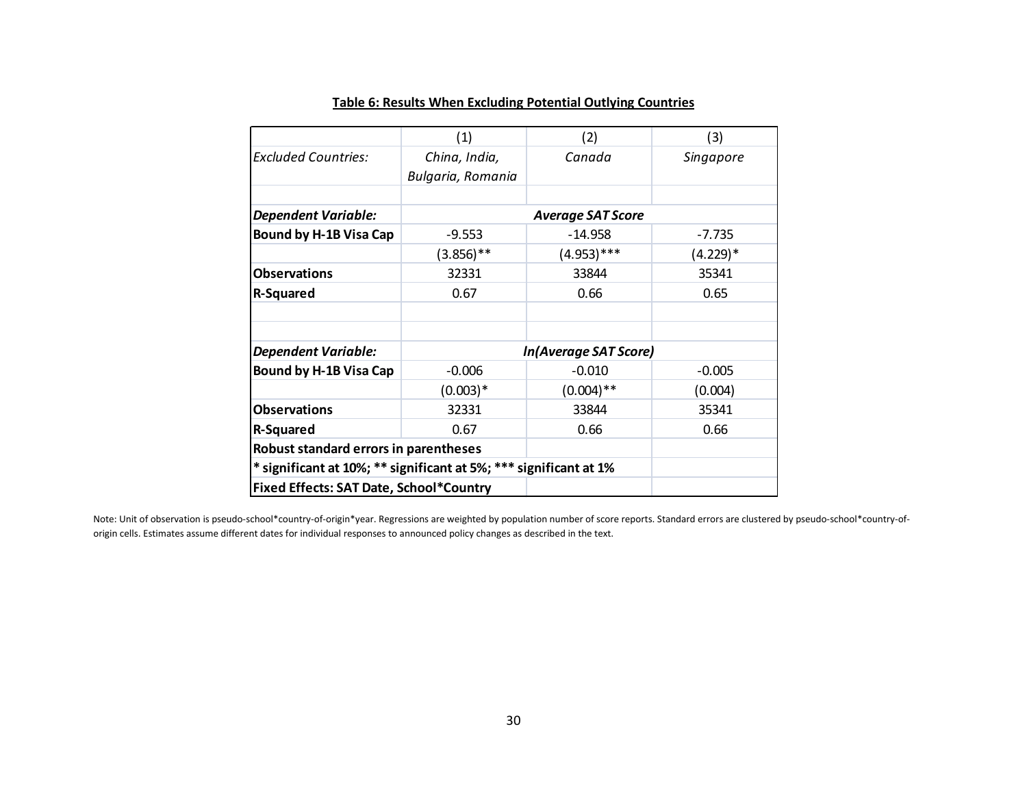**Table 6: Results When Excluding Potential Outlying Countries**

| | (1) | (2) | (3) |
|---|---|---|---|
| *Excluded Countries:* | *China, India, Bulgaria, Romania* | *Canada* | *Singapore* |
| | | | |
| ***Dependent Variable:*** | | ***Average SAT Score*** | |
| **Bound by H-1B Visa Cap** | -9.553 | -14.958 | -7.735 |
| | (3.856)** | (4.953)*** | (4.229)* |
| **Observations** | 32331 | 33844 | 35341 |
| **R-Squared** | 0.67 | 0.66 | 0.65 |
| | | | |
| | | | |
| ***Dependent Variable:*** | | ***ln(Average SAT Score)*** | |
| **Bound by H-1B Visa Cap** | -0.006 | -0.010 | -0.005 |
| | (0.003)* | (0.004)** | (0.004) |
| **Observations** | 32331 | 33844 | 35341 |
| **R-Squared** | 0.67 | 0.66 | 0.66 |
| **Robust standard errors in parentheses** | | | |
| **\* significant at 10%; ** significant at 5%; *** significant at 1%** | | | |
| **Fixed Effects: SAT Date, School*Country** | | | |

Note: Unit of observation is pseudo-school*country-of-origin*year. Regressions are weighted by population number of score reports. Standard errors are clustered by pseudo-school*country-of-origin cells. Estimates assume different dates for individual responses to announced policy changes as described in the text.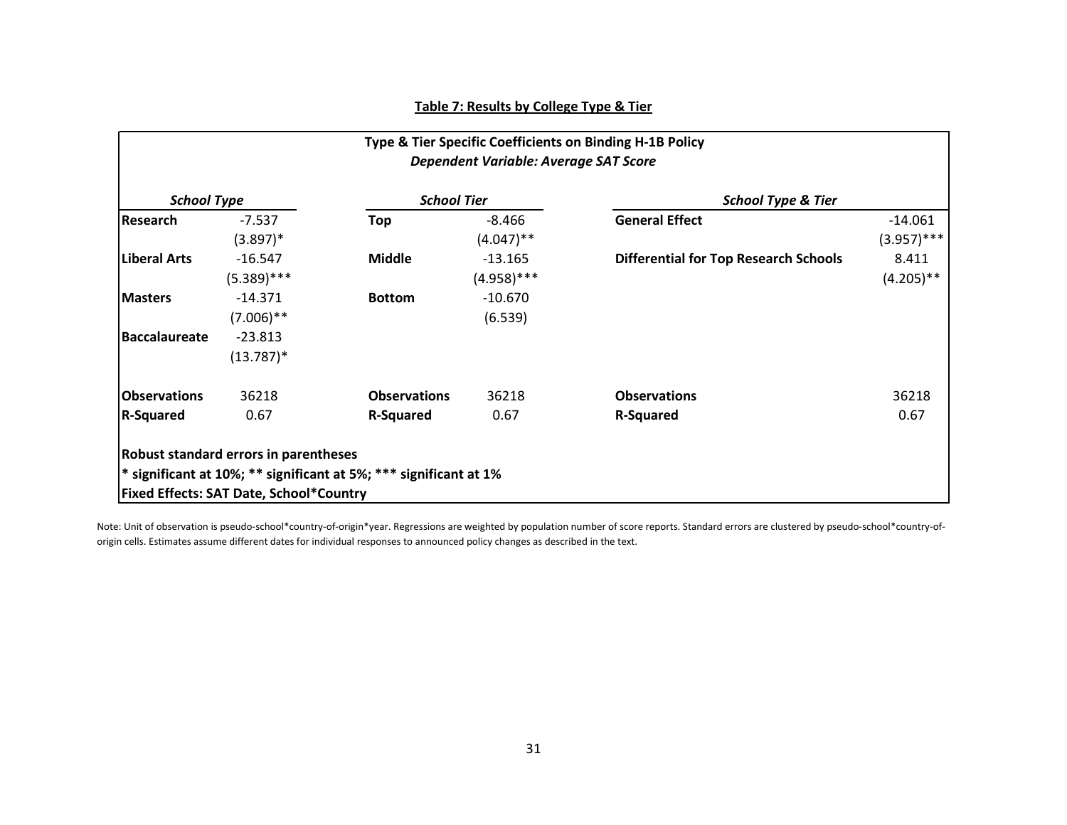**Table 7: Results by College Type & Tier**

| Type & Tier Specific Coefficients on Binding H-1B Policy | | | | | |
|---|---|---|---|---|---|
| *Dependent Variable: Average SAT Score* | | | | | |
| ***School Type*** | | ***School Tier*** | | ***School Type & Tier*** | |
| **Research** | -7.537 | **Top** | -8.466 | **General Effect** | -14.061 |
| | (3.897)* | | (4.047)** | | (3.957)*** |
| **Liberal Arts** | -16.547 | **Middle** | -13.165 | **Differential for Top Research Schools** | 8.411 |
| | (5.389)*** | | (4.958)*** | | (4.205)** |
| **Masters** | -14.371 | **Bottom** | -10.670 | | |
| | (7.006)** | | (6.539) | | |
| **Baccalaureate** | -23.813 | | | | |
| | (13.787)* | | | | |
| **Observations** | 36218 | **Observations** | 36218 | **Observations** | 36218 |
| **R-Squared** | 0.67 | **R-Squared** | 0.67 | **R-Squared** | 0.67 |

**Robust standard errors in parentheses**
**\* significant at 10%; \*\* significant at 5%; \*\*\* significant at 1%**
**Fixed Effects: SAT Date, School\*Country**

Note: Unit of observation is pseudo-school*country-of-origin*year. Regressions are weighted by population number of score reports. Standard errors are clustered by pseudo-school*country-of-origin cells. Estimates assume different dates for individual responses to announced policy changes as described in the text.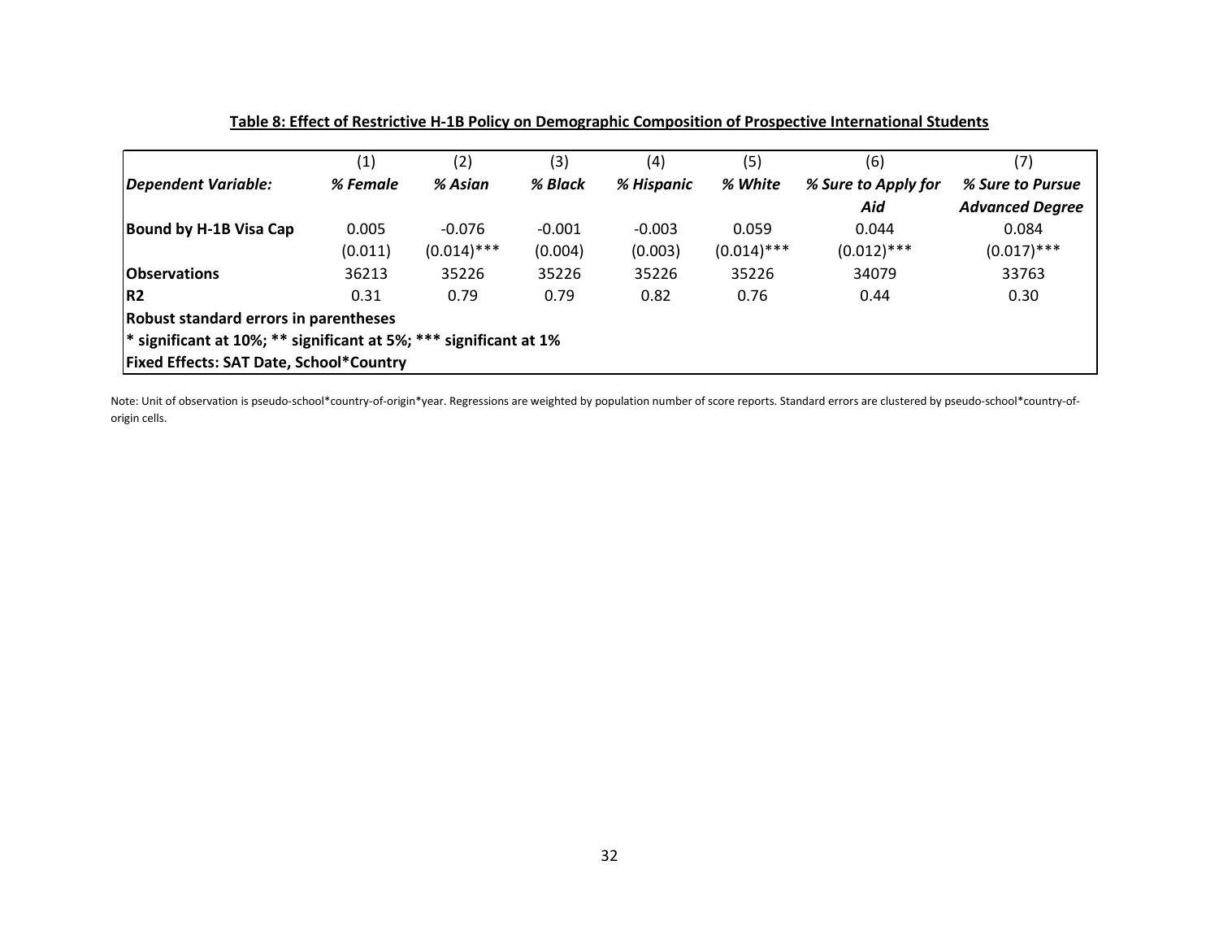**Table 8: Effect of Restrictive H-1B Policy on Demographic Composition of Prospective International Students**

| | (1) | (2) | (3) | (4) | (5) | (6) | (7) |
|---|---|---|---|---|---|---|---|
| *Dependent Variable:* | *% Female* | *% Asian* | *% Black* | *% Hispanic* | *% White* | *% Sure to Apply for Aid* | *% Sure to Pursue Advanced Degree* |
| **Bound by H-1B Visa Cap** | 0.005 | -0.076 | -0.001 | -0.003 | 0.059 | 0.044 | 0.084 |
| | (0.011) | (0.014)*** | (0.004) | (0.003) | (0.014)*** | (0.012)*** | (0.017)*** |
| **Observations** | 36213 | 35226 | 35226 | 35226 | 35226 | 34079 | 33763 |
| **R2** | 0.31 | 0.79 | 0.79 | 0.82 | 0.76 | 0.44 | 0.30 |
| **Robust standard errors in parentheses** | | | | | | | |
| *** significant at 10%; ** significant at 5%; *** significant at 1%** | | | | | | | |
| **Fixed Effects: SAT Date, School*Country** | | | | | | | |

Note: Unit of observation is pseudo-school*country-of-origin*year. Regressions are weighted by population number of score reports. Standard errors are clustered by pseudo-school*country-of-origin cells.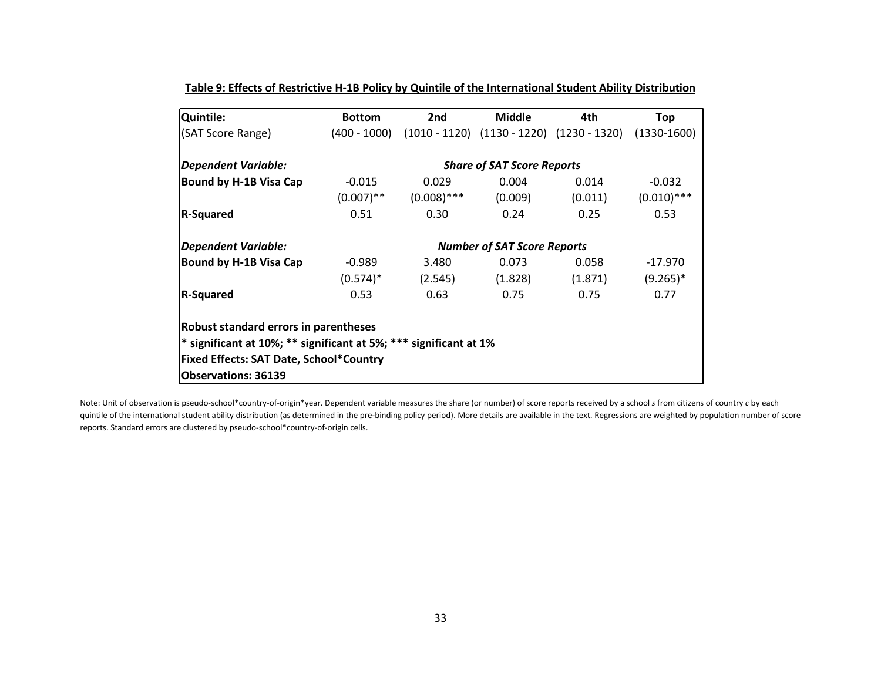**Table 9: Effects of Restrictive H-1B Policy by Quintile of the International Student Ability Distribution**

| **Quintile:** | **Bottom** | **2nd** | **Middle** | **4th** | **Top** |
|---|---|---|---|---|---|
| (SAT Score Range) | (400 - 1000) | (1010 - 1120) | (1130 - 1220) | (1230 - 1320) | (1330-1600) |
| ***Dependent Variable:*** | | | ***Share of SAT Score Reports*** | | |
| **Bound by H-1B Visa Cap** | -0.015 | 0.029 | 0.004 | 0.014 | -0.032 |
| | (0.007)** | (0.008)*** | (0.009) | (0.011) | (0.010)*** |
| **R-Squared** | 0.51 | 0.30 | 0.24 | 0.25 | 0.53 |
| ***Dependent Variable:*** | | | ***Number of SAT Score Reports*** | | |
| **Bound by H-1B Visa Cap** | -0.989 | 3.480 | 0.073 | 0.058 | -17.970 |
| | (0.574)* | (2.545) | (1.828) | (1.871) | (9.265)* |
| **R-Squared** | 0.53 | 0.63 | 0.75 | 0.75 | 0.77 |

**Robust standard errors in parentheses**
**\* significant at 10%; \*\* significant at 5%; \*\*\* significant at 1%**
**Fixed Effects: SAT Date, School*Country**
**Observations: 36139**

Note: Unit of observation is pseudo-school*country-of-origin*year. Dependent variable measures the share (or number) of score reports received by a school *s* from citizens of country *c* by each quintile of the international student ability distribution (as determined in the pre-binding policy period). More details are available in the text. Regressions are weighted by population number of score reports. Standard errors are clustered by pseudo-school*country-of-origin cells.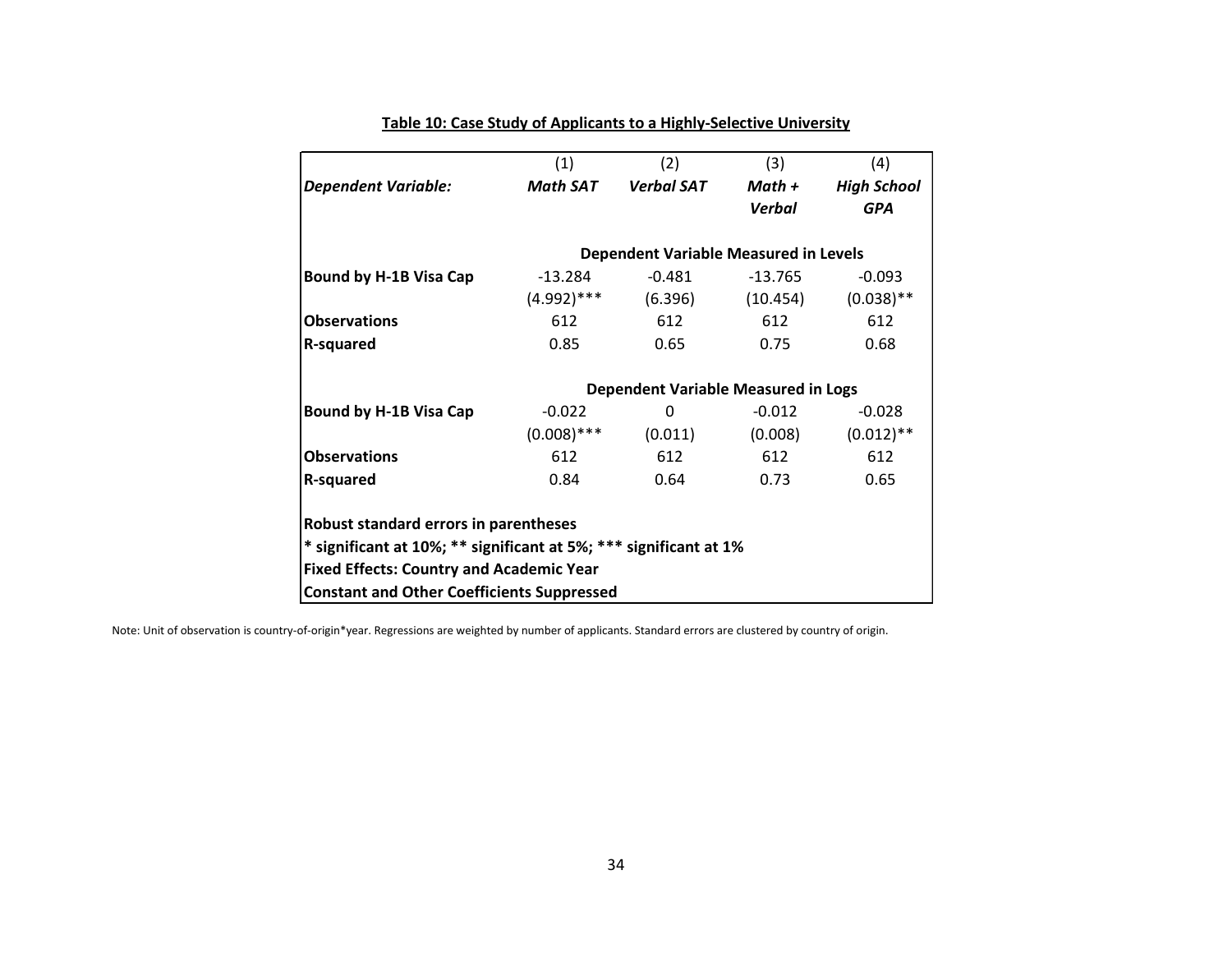**Table 10: Case Study of Applicants to a Highly-Selective University**

| | (1) | (2) | (3) | (4) |
|---|---|---|---|---|
| ***Dependent Variable:*** | ***Math SAT*** | ***Verbal SAT*** | ***Math + Verbal*** | ***High School GPA*** |
| | **Dependent Variable Measured in Levels** | | | |
| **Bound by H-1B Visa Cap** | -13.284 | -0.481 | -13.765 | -0.093 |
| | (4.992)*** | (6.396) | (10.454) | (0.038)** |
| **Observations** | 612 | 612 | 612 | 612 |
| **R-squared** | 0.85 | 0.65 | 0.75 | 0.68 |
| | **Dependent Variable Measured in Logs** | | | |
| **Bound by H-1B Visa Cap** | -0.022 | 0 | -0.012 | -0.028 |
| | (0.008)*** | (0.011) | (0.008) | (0.012)** |
| **Observations** | 612 | 612 | 612 | 612 |
| **R-squared** | 0.84 | 0.64 | 0.73 | 0.65 |

**Robust standard errors in parentheses**

**\* significant at 10%; \*\* significant at 5%; \*\*\* significant at 1%**

**Fixed Effects: Country and Academic Year**

**Constant and Other Coefficients Suppressed**

Note: Unit of observation is country-of-origin*year. Regressions are weighted by number of applicants. Standard errors are clustered by country of origin.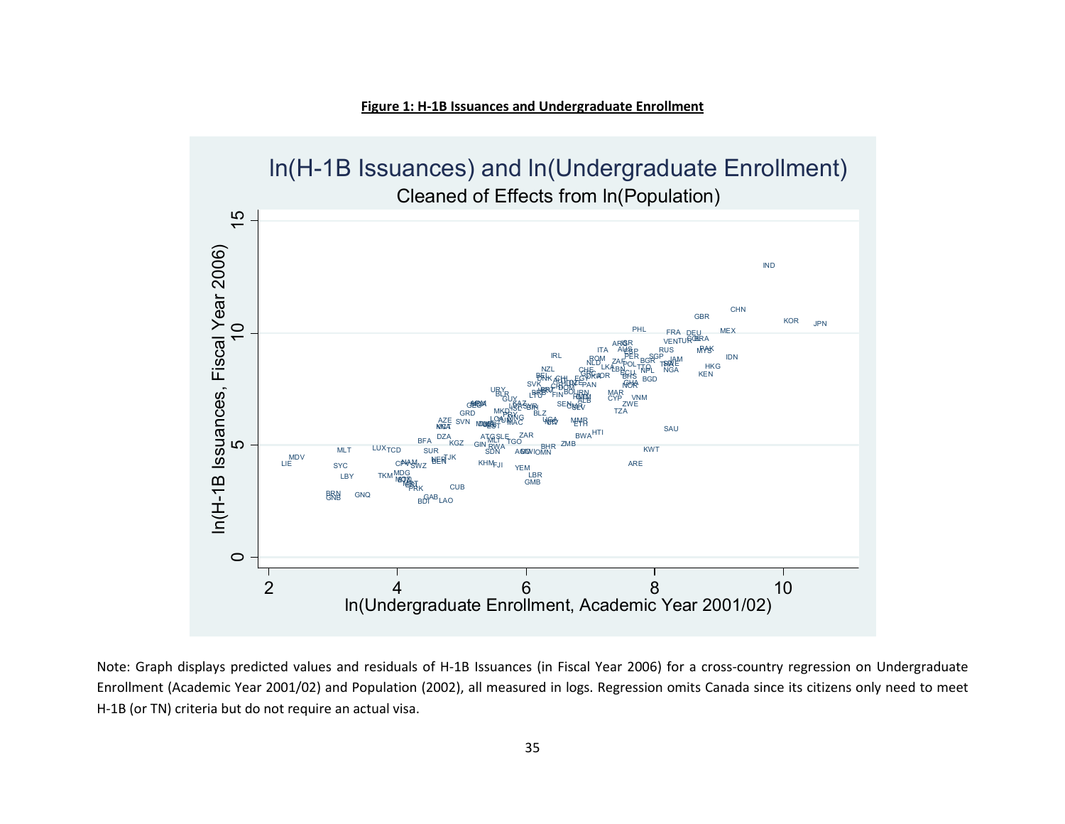**Figure 1: H-1B Issuances and Undergraduate Enrollment**

Note: Graph displays predicted values and residuals of H-1B Issuances (in Fiscal Year 2006) for a cross-country regression on Undergraduate Enrollment (Academic Year 2001/02) and Population (2002), all measured in logs. Regression omits Canada since its citizens only need to meet H-1B (or TN) criteria but do not require an actual visa.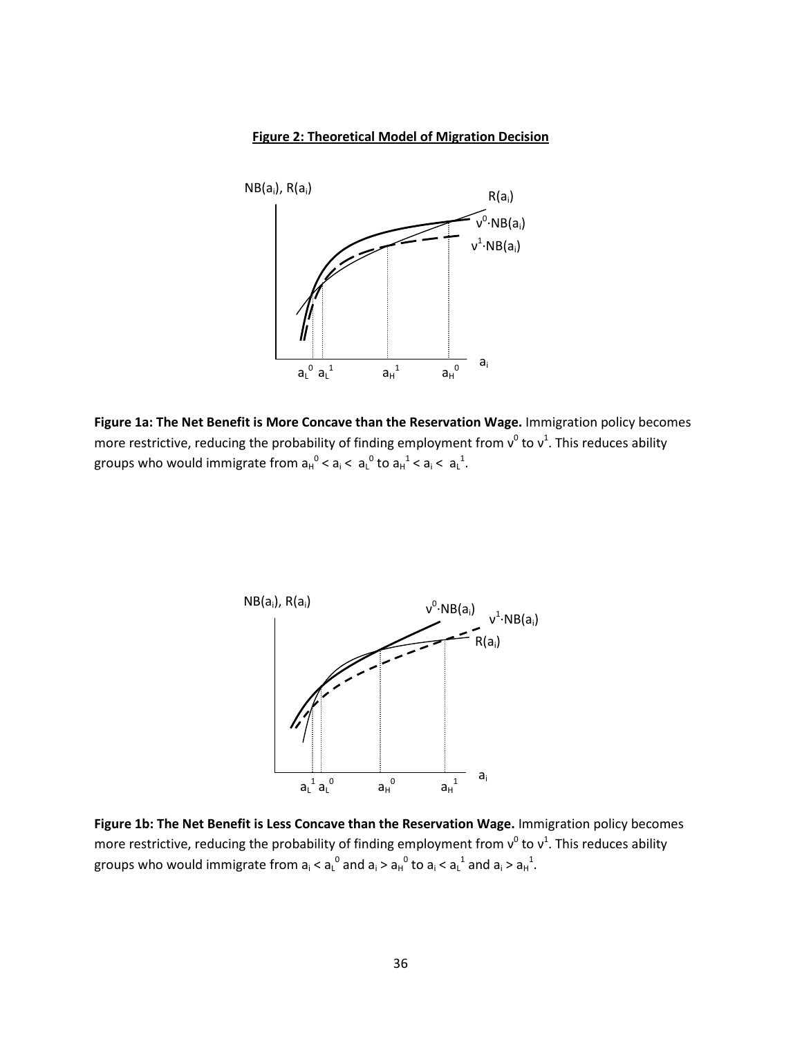**Figure 2: Theoretical Model of Migration Decision**

**Figure 1a: The Net Benefit is More Concave than the Reservation Wage.** Immigration policy becomes more restrictive, reducing the probability of finding employment from $v^0$ to $v^1$. This reduces ability groups who would immigrate from $a_H^0 < a_i < a_L^0$ to $a_H^1 < a_i < a_L^1$.

**Figure 1b: The Net Benefit is Less Concave than the Reservation Wage.** Immigration policy becomes more restrictive, reducing the probability of finding employment from $v^0$ to $v^1$. This reduces ability groups who would immigrate from $a_i < a_L^0$ and $a_i > a_H^0$ to $a_i < a_L^1$ and $a_i > a_H^1$.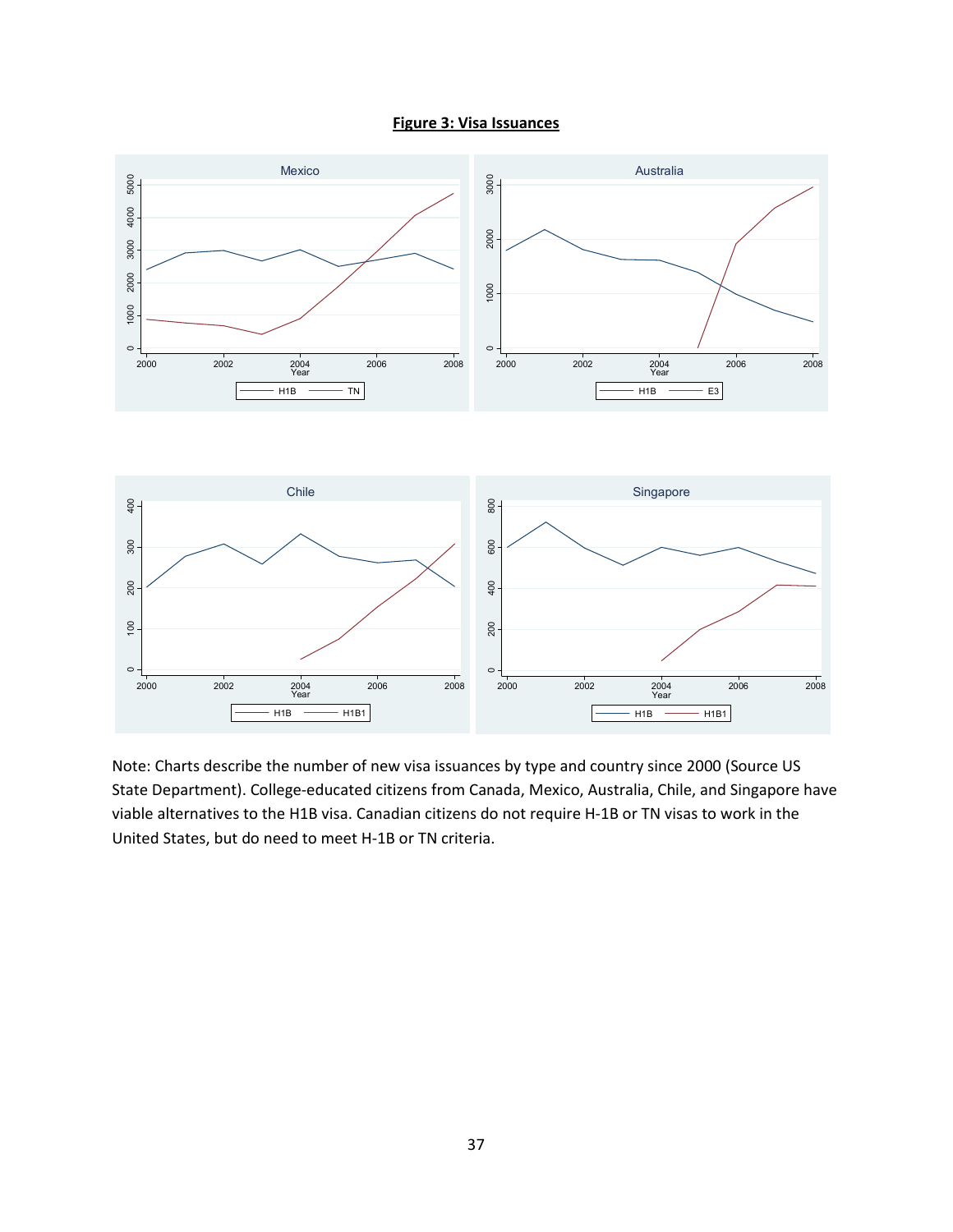**Figure 3: Visa Issuances**

Note: Charts describe the number of new visa issuances by type and country since 2000 (Source US State Department). College-educated citizens from Canada, Mexico, Australia, Chile, and Singapore have viable alternatives to the H1B visa. Canadian citizens do not require H-1B or TN visas to work in the United States, but do need to meet H-1B or TN criteria.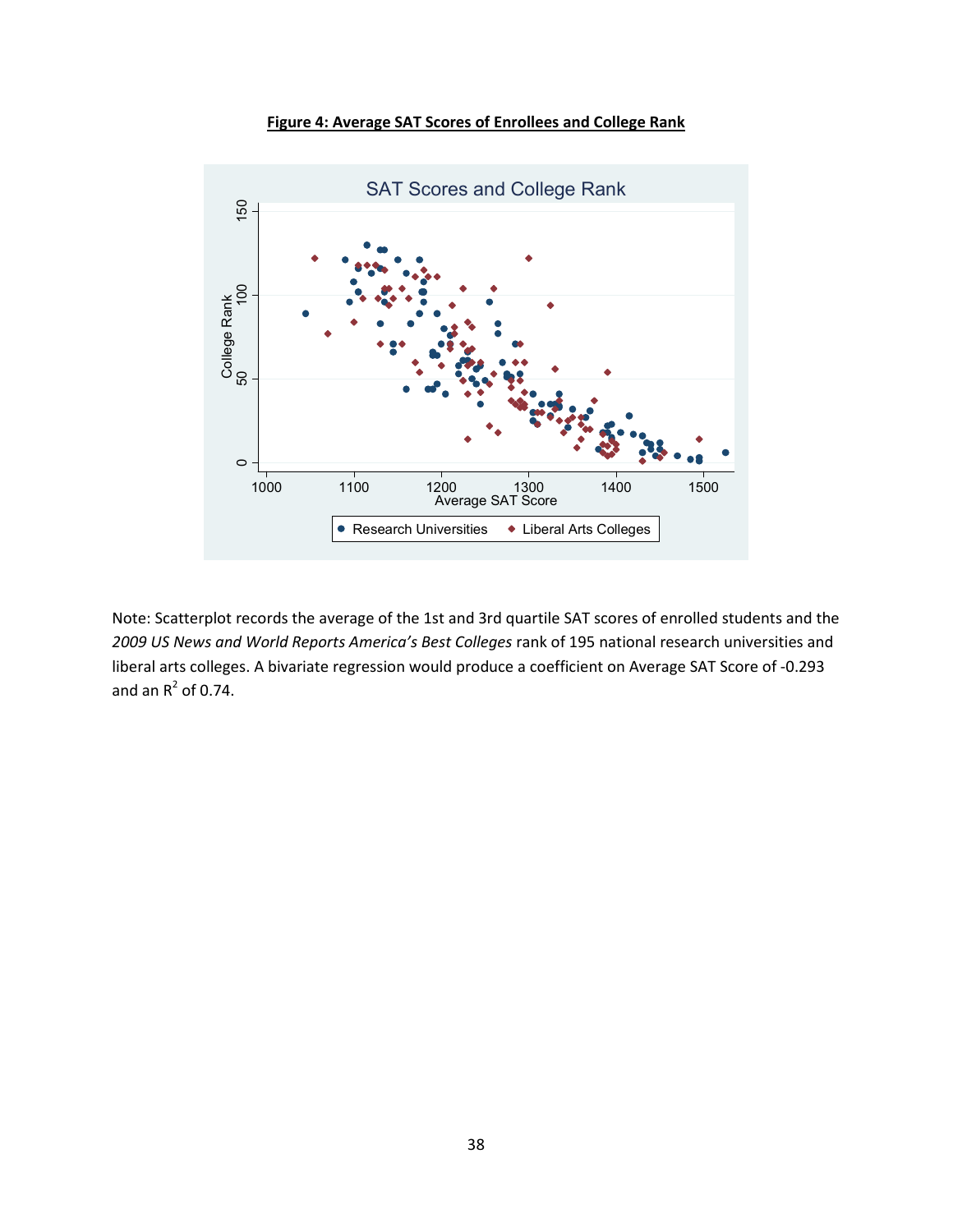**Figure 4: Average SAT Scores of Enrollees and College Rank**

SAT Scores and College Rank

College Rank

0
50
100
150

1000
1100
1200
1300
1400
1500

Average SAT Score

Research Universities
Liberal Arts Colleges

Note: Scatterplot records the average of the 1st and 3rd quartile SAT scores of enrolled students and the *2009 US News and World Reports America's Best Colleges* rank of 195 national research universities and liberal arts colleges. A bivariate regression would produce a coefficient on Average SAT Score of -0.293 and an $R^2$ of 0.74.